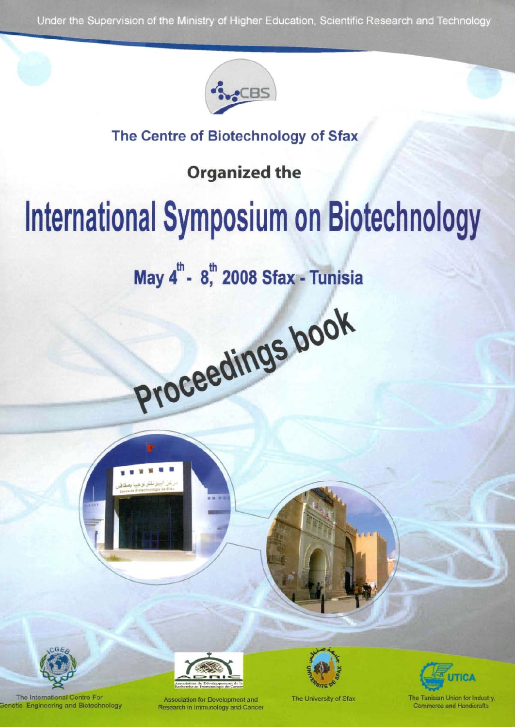Under the Supervision of the Ministry of Higher Education, Scientific Research and Technology

CBS

**The Centre of Biotechnology of Sfax**

**Organized the**

# International Symposium on Biotechnology

## May 4th - 8th, 2008 Sfax - Tunisia

**Proceedings book**

The International Centre For Genetic Engineering and Biotechnology

Association for Development and Research in Immunology and Cancer

The University of Sfax

The Tunisian Union for Industry, Commerce and Handicrafts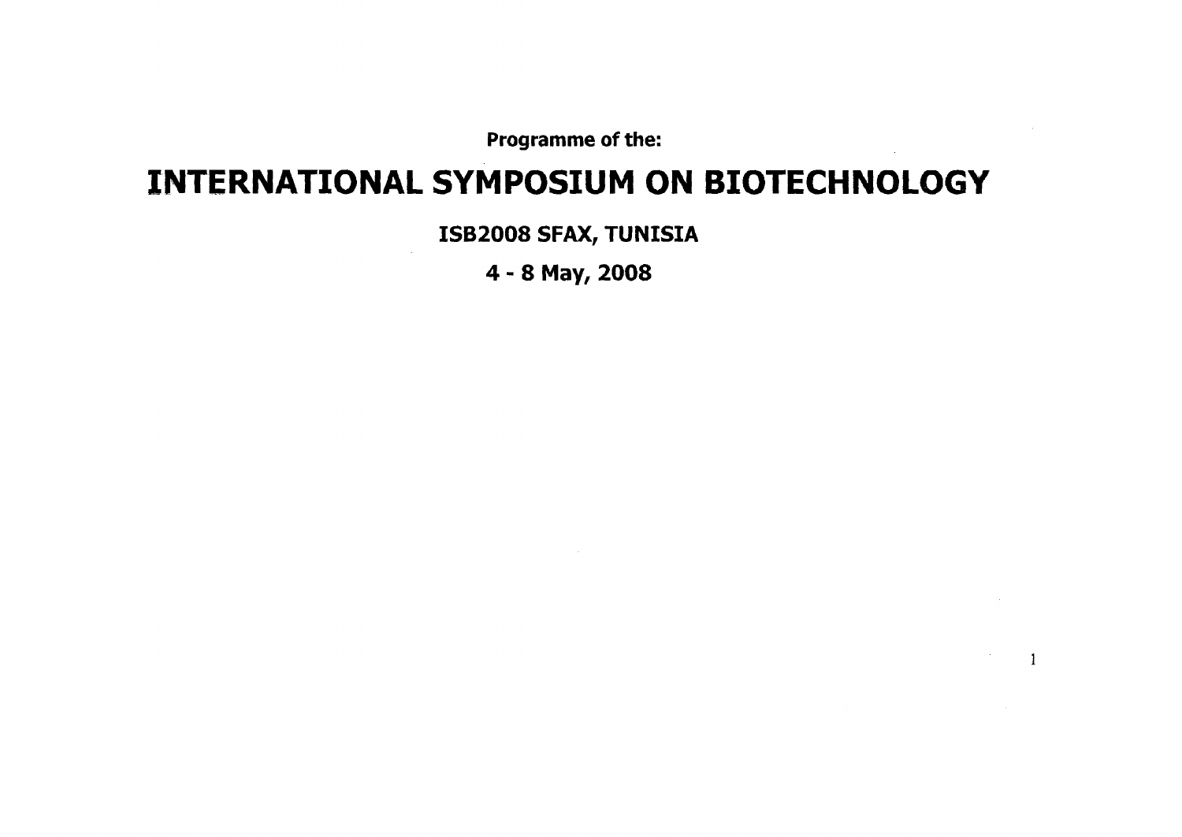**Programme of the:**

# INTERNATIONAL SYMPOSIUM ON BIOTECHNOLOGY

**ISB2008 SFAX, TUNISIA**

**4 - 8 May, 2008**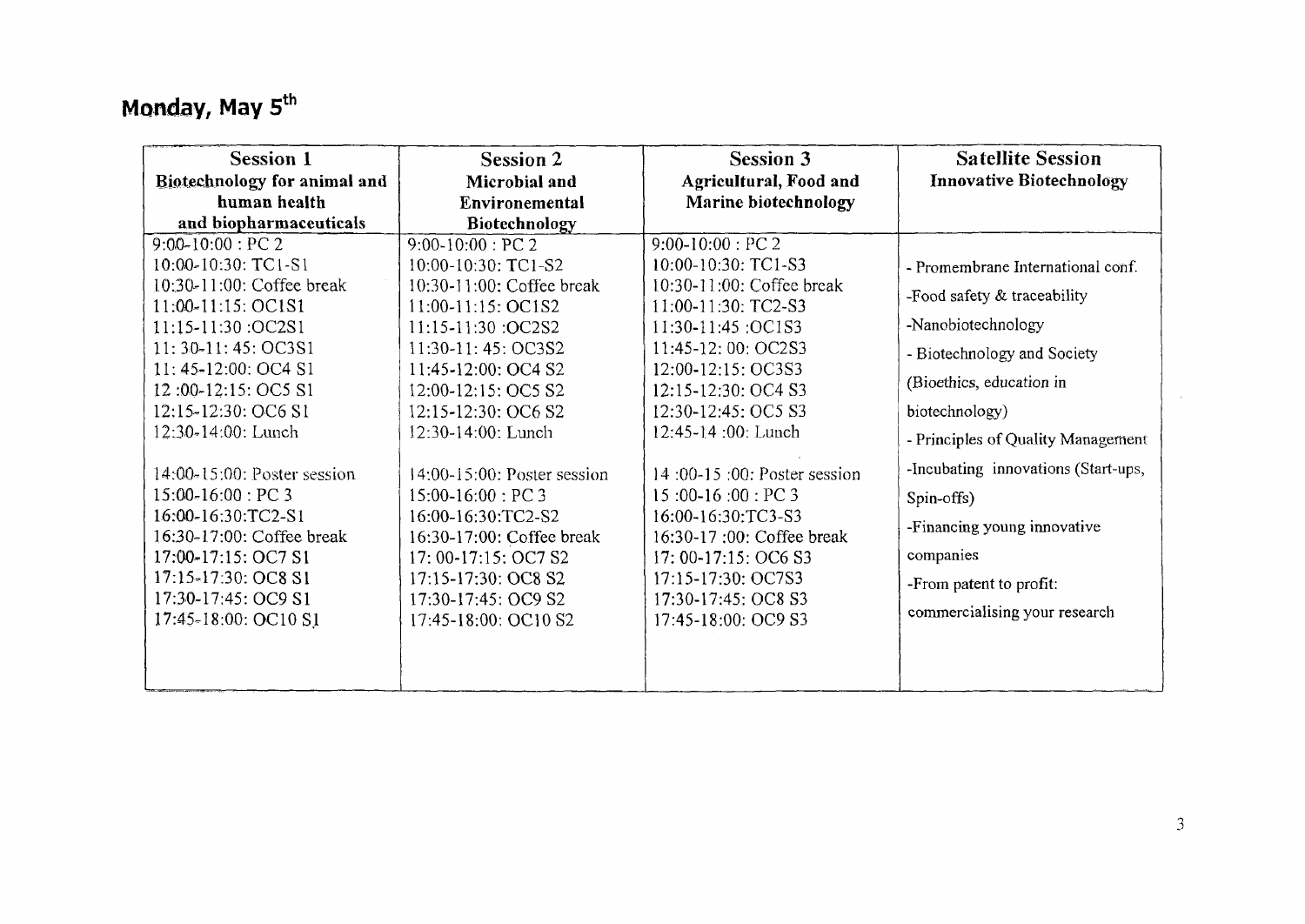# Monday, May 5th

| Session 1<br>Biotechnology for animal and human health and biopharmaceuticals | Session 2<br>Microbial and Environemental Biotechnology | Session 3<br>Agricultural, Food and Marine biotechnology | Satellite Session<br>Innovative Biotechnology |
|---|---|---|---|
| 9:00-10:00 : PC 2<br>10:00-10:30: TC1-S1<br>10:30-11:00: Coffee break<br>11:00-11:15: OC1S1<br>11:15-11:30 :OC2S1<br>11: 30-11: 45: OC3S1<br>11: 45-12:00: OC4 S1<br>12 :00-12:15: OC5 S1<br>12:15-12:30: OC6 S1<br>12:30-14:00: Lunch<br><br>14:00-15:00: Poster session<br>15:00-16:00 : PC 3<br>16:00-16:30:TC2-S1<br>16:30-17:00: Coffee break<br>17:00-17:15: OC7 S1<br>17:15-17:30: OC8 S1<br>17:30-17:45: OC9 S1<br>17:45-18:00: OC10 S1 | 9:00-10:00 : PC 2<br>10:00-10:30: TC1-S2<br>10:30-11:00: Coffee break<br>11:00-11:15: OC1S2<br>11:15-11:30 :OC2S2<br>11:30-11: 45: OC3S2<br>11:45-12:00: OC4 S2<br>12:00-12:15: OC5 S2<br>12:15-12:30: OC6 S2<br>12:30-14:00: Lunch<br><br>14:00-15:00: Poster session<br>15:00-16:00 : PC 3<br>16:00-16:30:TC2-S2<br>16:30-17:00: Coffee break<br>17: 00-17:15: OC7 S2<br>17:15-17:30: OC8 S2<br>17:30-17:45: OC9 S2<br>17:45-18:00: OC10 S2 | 9:00-10:00 : PC 2<br>10:00-10:30: TC1-S3<br>10:30-11:00: Coffee break<br>11:00-11:30: TC2-S3<br>11:30-11:45 :OC1S3<br>11:45-12: 00: OC2S3<br>12:00-12:15: OC3S3<br>12:15-12:30: OC4 S3<br>12:30-12:45: OC5 S3<br>12:45-14 :00: Lunch<br><br>14 :00-15 :00: Poster session<br>15 :00-16 :00 : PC 3<br>16:00-16:30:TC3-S3<br>16:30-17 :00: Coffee break<br>17: 00-17:15: OC6 S3<br>17:15-17:30: OC7S3<br>17:30-17:45: OC8 S3<br>17:45-18:00: OC9 S3 | - Promembrane International conf.<br>-Food safety & traceability<br>-Nanobiotechnology<br>- Biotechnology and Society (Bioethics, education in biotechnology)<br>- Principles of Quality Management<br>-Incubating innovations (Start-ups, Spin-offs)<br>-Financing young innovative companies<br>-From patent to profit: commercialising your research |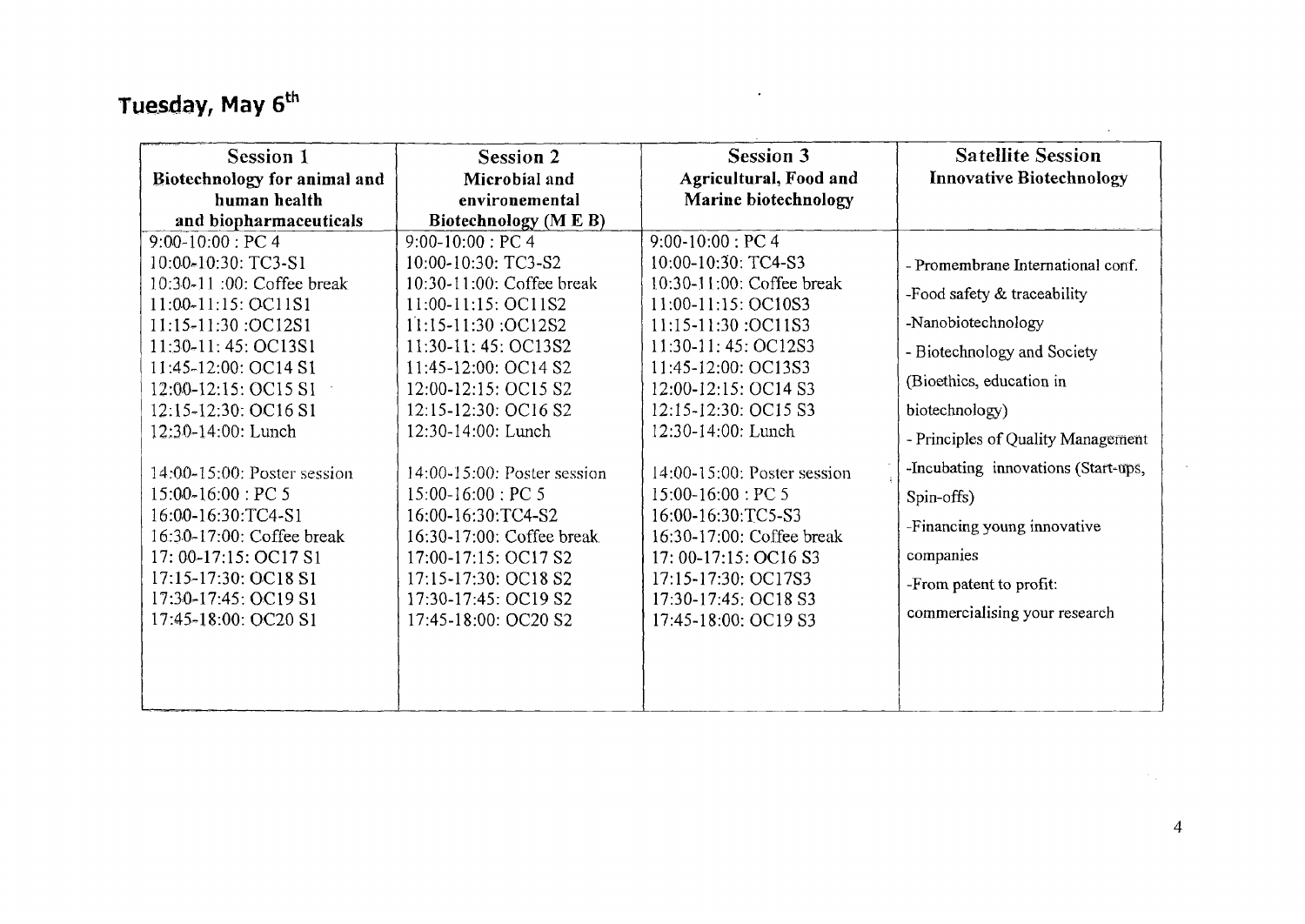# Tuesday, May 6th

| Session 1<br>Biotechnology for animal and human health and biopharmaceuticals | Session 2<br>Microbial and environemental Biotechnology (M E B) | Session 3<br>Agricultural, Food and Marine biotechnology | Satellite Session<br>Innovative Biotechnology |
|---|---|---|---|
| 9:00-10:00 : PC 4<br>10:00-10:30: TC3-S1<br>10:30-11 :00: Coffee break<br>11:00-11:15: OC11S1<br>11:15-11:30 :OC12S1<br>11:30-11: 45: OC13S1<br>11:45-12:00: OC14 S1<br>12:00-12:15: OC15 S1<br>12:15-12:30: OC16 S1<br>12:30-14:00: Lunch<br><br>14:00-15:00: Poster session<br>15:00-16:00 : PC 5<br>16:00-16:30:TC4-S1<br>16:30-17:00: Coffee break<br>17: 00-17:15: OC17 S1<br>17:15-17:30: OC18 S1<br>17:30-17:45: OC19 S1<br>17:45-18:00: OC20 S1 | 9:00-10:00 : PC 4<br>10:00-10:30: TC3-S2<br>10:30-11:00: Coffee break<br>11:00-11:15: OC11S2<br>11:15-11:30 :OC12S2<br>11:30-11: 45: OC13S2<br>11:45-12:00: OC14 S2<br>12:00-12:15: OC15 S2<br>12:15-12:30: OC16 S2<br>12:30-14:00: Lunch<br><br>14:00-15:00: Poster session<br>15:00-16:00 : PC 5<br>16:00-16:30:TC4-S2<br>16:30-17:00: Coffee break<br>17:00-17:15: OC17 S2<br>17:15-17:30: OC18 S2<br>17:30-17:45: OC19 S2<br>17:45-18:00: OC20 S2 | 9:00-10:00 : PC 4<br>10:00-10:30: TC4-S3<br>10:30-11:00: Coffee break<br>11:00-11:15: OC10S3<br>11:15-11:30 :OC11S3<br>11:30-11: 45: OC12S3<br>11:45-12:00: OC13S3<br>12:00-12:15: OC14 S3<br>12:15-12:30: OC15 S3<br>12:30-14:00: Lunch<br><br>14:00-15:00: Poster session<br>15:00-16:00 : PC 5<br>16:00-16:30:TC5-S3<br>16:30-17:00: Coffee break<br>17: 00-17:15: OC16 S3<br>17:15-17:30: OC17S3<br>17:30-17:45: OC18 S3<br>17:45-18:00: OC19 S3 | - Promembrane International conf.<br>-Food safety & traceability<br>-Nanobiotechnology<br>- Biotechnology and Society (Bioethics, education in biotechnology)<br>- Principles of Quality Management<br>-Incubating innovations (Start-ups, Spin-offs)<br>-Financing young innovative companies<br>-From patent to profit: commercialising your research |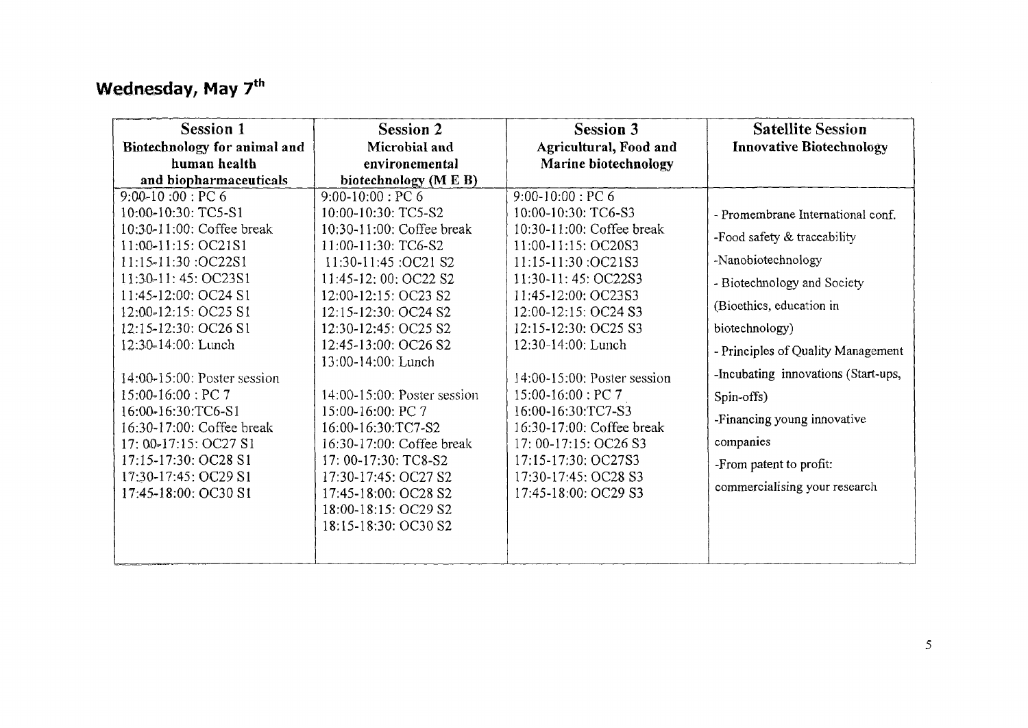## Wednesday, May 7th

| Session 1<br>Biotechnology for animal and human health and biopharmaceuticals | Session 2<br>Microbial and environemental biotechnology (M E B) | Session 3<br>Agricultural, Food and Marine biotechnology | Satellite Session<br>Innovative Biotechnology |
|---|---|---|---|
| 9:00-10 :00 : PC 6<br>10:00-10:30: TC5-S1<br>10:30-11:00: Coffee break<br>11:00-11:15: OC21S1<br>11:15-11:30 :OC22S1<br>11:30-11: 45: OC23S1<br>11:45-12:00: OC24 S1<br>12:00-12:15: OC25 S1<br>12:15-12:30: OC26 S1<br>12:30-14:00: Lunch<br><br>14:00-15:00: Poster session<br>15:00-16:00 : PC 7<br>16:00-16:30:TC6-S1<br>16:30-17:00: Coffee break<br>17: 00-17:15: OC27 S1<br>17:15-17:30: OC28 S1<br>17:30-17:45: OC29 S1<br>17:45-18:00: OC30 S1 | 9:00-10:00 : PC 6<br>10:00-10:30: TC5-S2<br>10:30-11:00: Coffee break<br>11:00-11:30: TC6-S2<br>11:30-11:45 :OC21 S2<br>11:45-12: 00: OC22 S2<br>12:00-12:15: OC23 S2<br>12:15-12:30: OC24 S2<br>12:30-12:45: OC25 S2<br>12:45-13:00: OC26 S2<br>13:00-14:00: Lunch<br><br>14:00-15:00: Poster session<br>15:00-16:00: PC 7<br>16:00-16:30:TC7-S2<br>16:30-17:00: Coffee break<br>17: 00-17:30: TC8-S2<br>17:30-17:45: OC27 S2<br>17:45-18:00: OC28 S2<br>18:00-18:15: OC29 S2<br>18:15-18:30: OC30 S2 | 9:00-10:00 : PC 6<br>10:00-10:30: TC6-S3<br>10:30-11:00: Coffee break<br>11:00-11:15: OC20S3<br>11:15-11:30 :OC21S3<br>11:30-11: 45: OC22S3<br>11:45-12:00: OC23S3<br>12:00-12:15: OC24 S3<br>12:15-12:30: OC25 S3<br>12:30-14:00: Lunch<br><br>14:00-15:00: Poster session<br>15:00-16:00 : PC 7<br>16:00-16:30:TC7-S3<br>16:30-17:00: Coffee break<br>17: 00-17:15: OC26 S3<br>17:15-17:30: OC27S3<br>17:30-17:45: OC28 S3<br>17:45-18:00: OC29 S3 | - Promembrane International conf.<br>-Food safety & traceability<br>-Nanobiotechnology<br>- Biotechnology and Society (Bioethics, education in biotechnology)<br>- Principles of Quality Management<br>-Incubating innovations (Start-ups, Spin-offs)<br>-Financing young innovative companies<br>-From patent to profit: commercialising your research |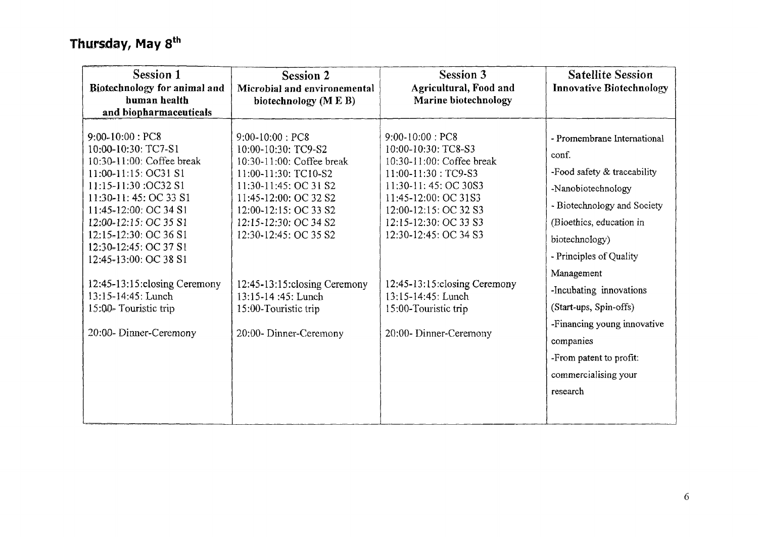## Thursday, May 8th

| Session 1<br>Biotechnology for animal and human health and biopharmaceuticals | Session 2<br>Microbial and environemental biotechnology (M E B) | Session 3<br>Agricultural, Food and Marine biotechnology | Satellite Session<br>Innovative Biotechnology |
|---|---|---|---|
| 9:00-10:00 : PC8<br>10:00-10:30: TC7-S1<br>10:30-11:00: Coffee break<br>11:00-11:15: OC31 S1<br>11:15-11:30 :OC32 S1<br>11:30-11: 45: OC 33 S1<br>11:45-12:00: OC 34 S1<br>12:00-12:15: OC 35 S1<br>12:15-12:30: OC 36 S1<br>12:30-12:45: OC 37 S1<br>12:45-13:00: OC 38 S1<br><br>12:45-13:15:closing Ceremony<br>13:15-14:45: Lunch<br>15:00- Touristic trip<br><br>20:00- Dinner-Ceremony | 9:00-10:00 : PC8<br>10:00-10:30: TC9-S2<br>10:30-11:00: Coffee break<br>11:00-11:30: TC10-S2<br>11:30-11:45: OC 31 S2<br>11:45-12:00: OC 32 S2<br>12:00-12:15: OC 33 S2<br>12:15-12:30: OC 34 S2<br>12:30-12:45: OC 35 S2<br><br>12:45-13:15:closing Ceremony<br>13:15-14 :45: Lunch<br>15:00-Touristic trip<br><br>20:00- Dinner-Ceremony | 9:00-10:00 : PC8<br>10:00-10:30: TC8-S3<br>10:30-11:00: Coffee break<br>11:00-11:30 : TC9-S3<br>11:30-11: 45: OC 30S3<br>11:45-12:00: OC 31S3<br>12:00-12:15: OC 32 S3<br>12:15-12:30: OC 33 S3<br>12:30-12:45: OC 34 S3<br><br>12:45-13:15:closing Ceremony<br>13:15-14:45: Lunch<br>15:00-Touristic trip<br><br>20:00- Dinner-Ceremony | - Promembrane International conf.<br>-Food safety & traceability<br>-Nanobiotechnology<br>- Biotechnology and Society (Bioethics, education in biotechnology)<br>- Principles of Quality Management<br>-Incubating innovations (Start-ups, Spin-offs)<br>-Financing young innovative companies<br>-From patent to profit: commercialising your research |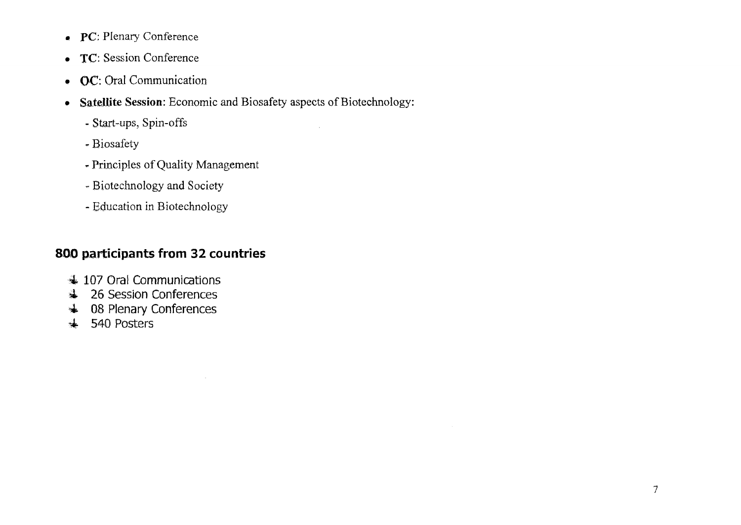- **PC**: Plenary Conference
- **TC**: Session Conference
- **OC**: Oral Communication
- **Satellite Session**: Economic and Biosafety aspects of Biotechnology:
  - Start-ups, Spin-offs
  - Biosafety
  - Principles of Quality Management
  - Biotechnology and Society
  - Education in Biotechnology

## 800 participants from 32 countries

- 107 Oral Communications
- 26 Session Conferences
- 08 Plenary Conferences
- 540 Posters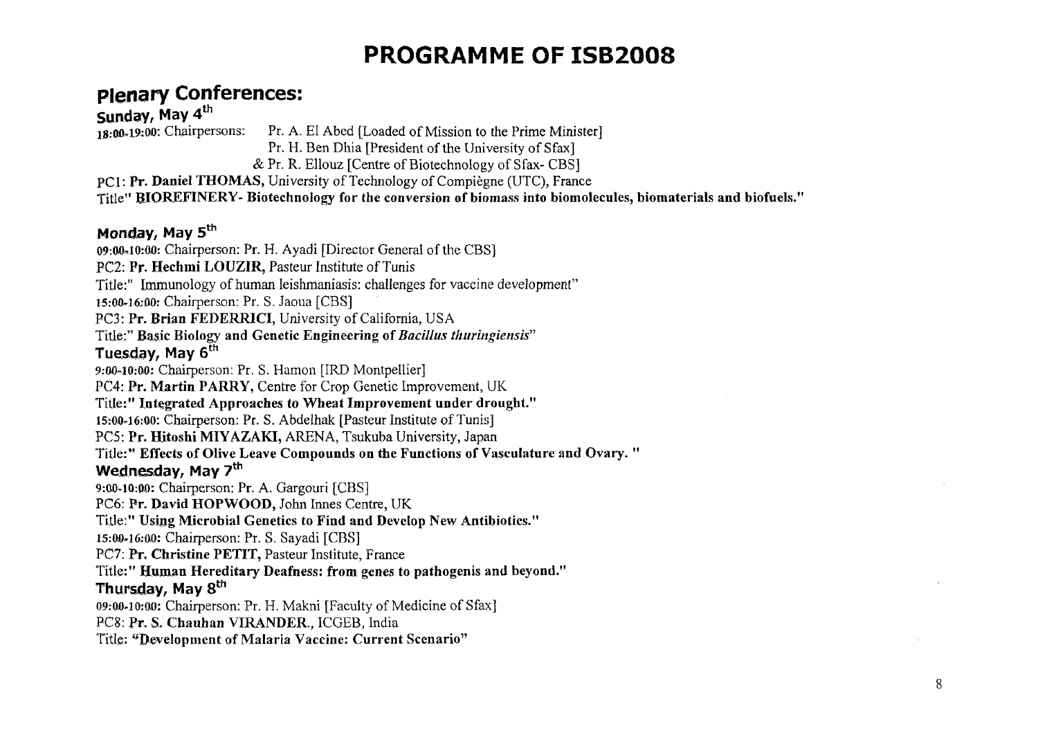# PROGRAMME OF ISB2008

## Plenary Conferences:

### Sunday, May 4th

**18:00-19:00:** Chairpersons: Pr. A. El Abed [Loaded of Mission to the Prime Minister]
Pr. H. Ben Dhia [President of the University of Sfax]
& Pr. R. Ellouz [Centre of Biotechnology of Sfax- CBS]

PC1: **Pr. Daniel THOMAS,** University of Technology of Compiègne (UTC), France
Title" **BIOREFINERY- Biotechnology for the conversion of biomass into biomolecules, biomaterials and biofuels."**

### Monday, May 5th

**09:00-10:00:** Chairperson: Pr. H. Ayadi [Director General of the CBS]
PC2: **Pr. Hechmi LOUZIR,** Pasteur Institute of Tunis
Title:" Immunology of human leishmaniasis: challenges for vaccine development"

**15:00-16:00:** Chairperson: Pr. S. Jaoua [CBS]
PC3: **Pr. Brian FEDERRICI,** University of California, USA
Title:" **Basic Biology and Genetic Engineering of *Bacillus thuringiensis***"

### Tuesday, May 6th

**9:00-10:00:** Chairperson: Pr. S. Hamon [IRD Montpellier]
PC4: **Pr. Martin PARRY,** Centre for Crop Genetic Improvement, UK
Title:" **Integrated Approaches to Wheat Improvement under drought."**

**15:00-16:00:** Chairperson: Pr. S. Abdelhak [Pasteur Institute of Tunis]
PC5: **Pr. Hitoshi MIYAZAKI,** ARENA, Tsukuba University, Japan
Title:" **Effects of Olive Leave Compounds on the Functions of Vasculature and Ovary. "**

### Wednesday, May 7th

**9:00-10:00:** Chairperson: Pr. A. Gargouri [CBS]
PC6: **Pr. David HOPWOOD,** John Innes Centre, UK
Title:" **Using Microbial Genetics to Find and Develop New Antibiotics."**

**15:00-16:00:** Chairperson: Pr. S. Sayadi [CBS]
PC7: **Pr. Christine PETIT,** Pasteur Institute, France
Title:" **Human Hereditary Deafness: from genes to pathogenis and beyond."**

### Thursday, May 8th

**09:00-10:00:** Chairperson: Pr. H. Makni [Faculty of Medicine of Sfax]
PC8: **Pr. S. Chauhan VIRANDER.,** ICGEB, India
Title: **"Development of Malaria Vaccine: Current Scenario"**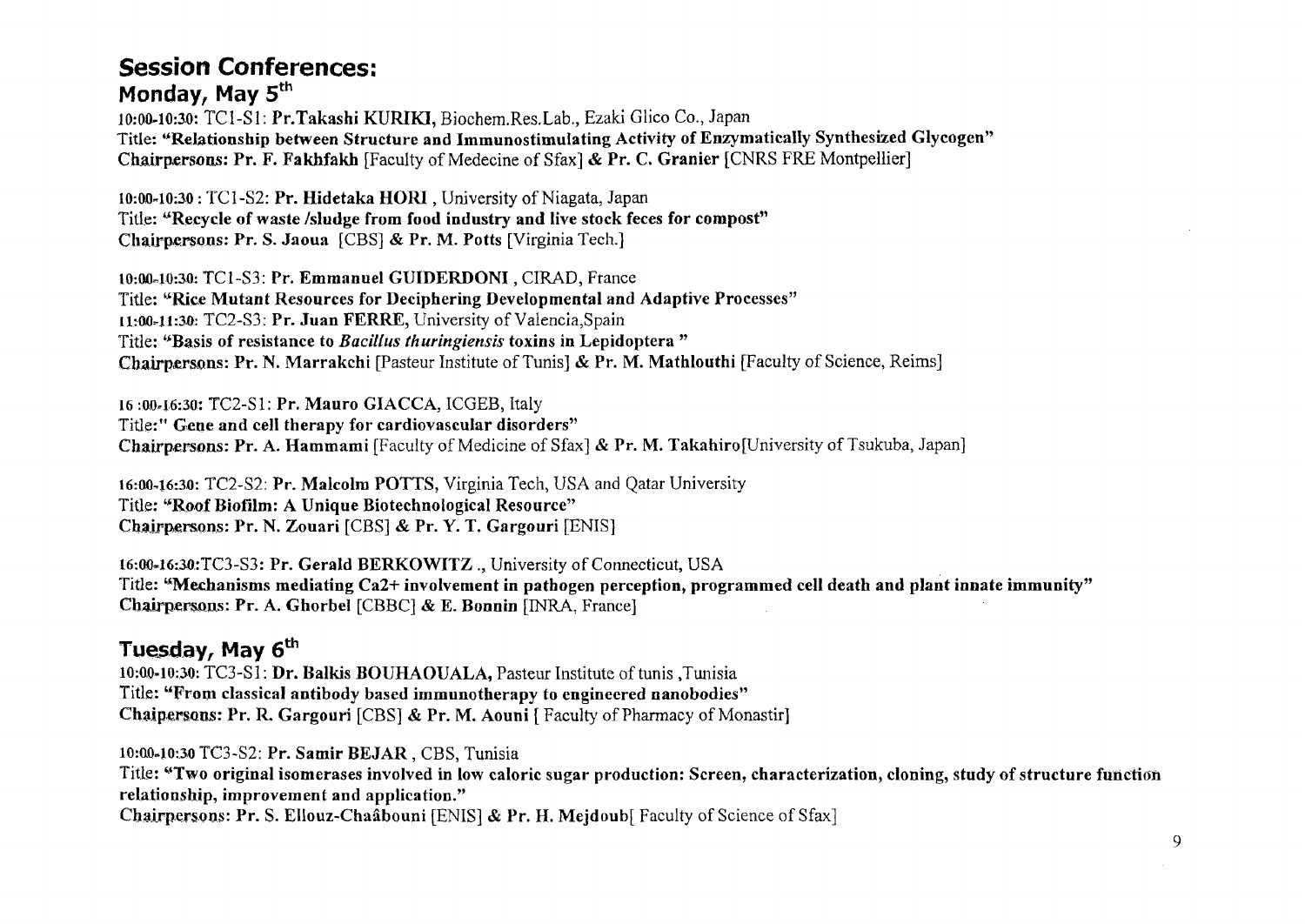# Session Conferences:

## Monday, May 5th

**10:00-10:30:** TC1-S1: **Pr.Takashi KURIKI,** Biochem.Res.Lab., Ezaki Glico Co., Japan
Title: **"Relationship between Structure and Immunostimulating Activity of Enzymatically Synthesized Glycogen"**
**Chairpersons: Pr. F. Fakhfakh** [Faculty of Medecine of Sfax] **& Pr. C. Granier** [CNRS FRE Montpellier]

**10:00-10:30 :** TC1-S2: **Pr. Hidetaka HORI** , University of Niagata, Japan
Title: **"Recycle of waste /sludge from food industry and live stock feces for compost"**
**Chairpersons: Pr. S. Jaoua** [CBS] **& Pr. M. Potts** [Virginia Tech.]

**10:00-10:30:** TC1-S3: **Pr. Emmanuel GUIDERDONI** , CIRAD, France
Title: **"Rice Mutant Resources for Deciphering Developmental and Adaptive Processes"**
**11:00-11:30:** TC2-S3: **Pr. Juan FERRE,** University of Valencia,Spain
Title: **"Basis of resistance to *Bacillus thuringiensis* toxins in Lepidoptera "**
**Chairpersons: Pr. N. Marrakchi** [Pasteur Institute of Tunis] **& Pr. M. Mathlouthi** [Faculty of Science, Reims]

**16 :00-16:30:** TC2-S1: **Pr. Mauro GIACCA,** ICGEB, Italy
Title:**" Gene and cell therapy for cardiovascular disorders"**
**Chairpersons: Pr. A. Hammami** [Faculty of Medicine of Sfax] **& Pr. M. Takahiro**[University of Tsukuba, Japan]

**16:00-16:30:** TC2-S2: **Pr. Malcolm POTTS,** Virginia Tech, USA and Qatar University
Title: **"Roof Biofilm: A Unique Biotechnological Resource"**
**Chairpersons: Pr. N. Zouari** [CBS] **& Pr. Y. T. Gargouri** [ENIS]

**16:00-16:30:**TC3-S3: **Pr. Gerald BERKOWITZ .,** University of Connecticut, USA
Title: **"Mechanisms mediating Ca2+ involvement in pathogen perception, programmed cell death and plant innate immunity"**
**Chairpersons: Pr. A. Ghorbel** [CBBC] **& E. Bonnin** [INRA, France]

## Tuesday, May 6th

**10:00-10:30:** TC3-S1: **Dr. Balkis BOUHAOUALA,** Pasteur Institute of tunis ,Tunisia
Title: **"From classical antibody based immunotherapy to engineered nanobodies"**
**Chaipersons: Pr. R. Gargouri** [CBS] **& Pr. M. Aouni** [ Faculty of Pharmacy of Monastir]

**10:00-10:30** TC3-S2: **Pr. Samir BEJAR** , CBS, Tunisia
Title: **"Two original isomerases involved in low caloric sugar production: Screen, characterization, cloning, study of structure function relationship, improvement and application."**
**Chairpersons: Pr. S. Ellouz-Chaâbouni** [ENIS] **& Pr. H. Mejdoub**[ Faculty of Science of Sfax]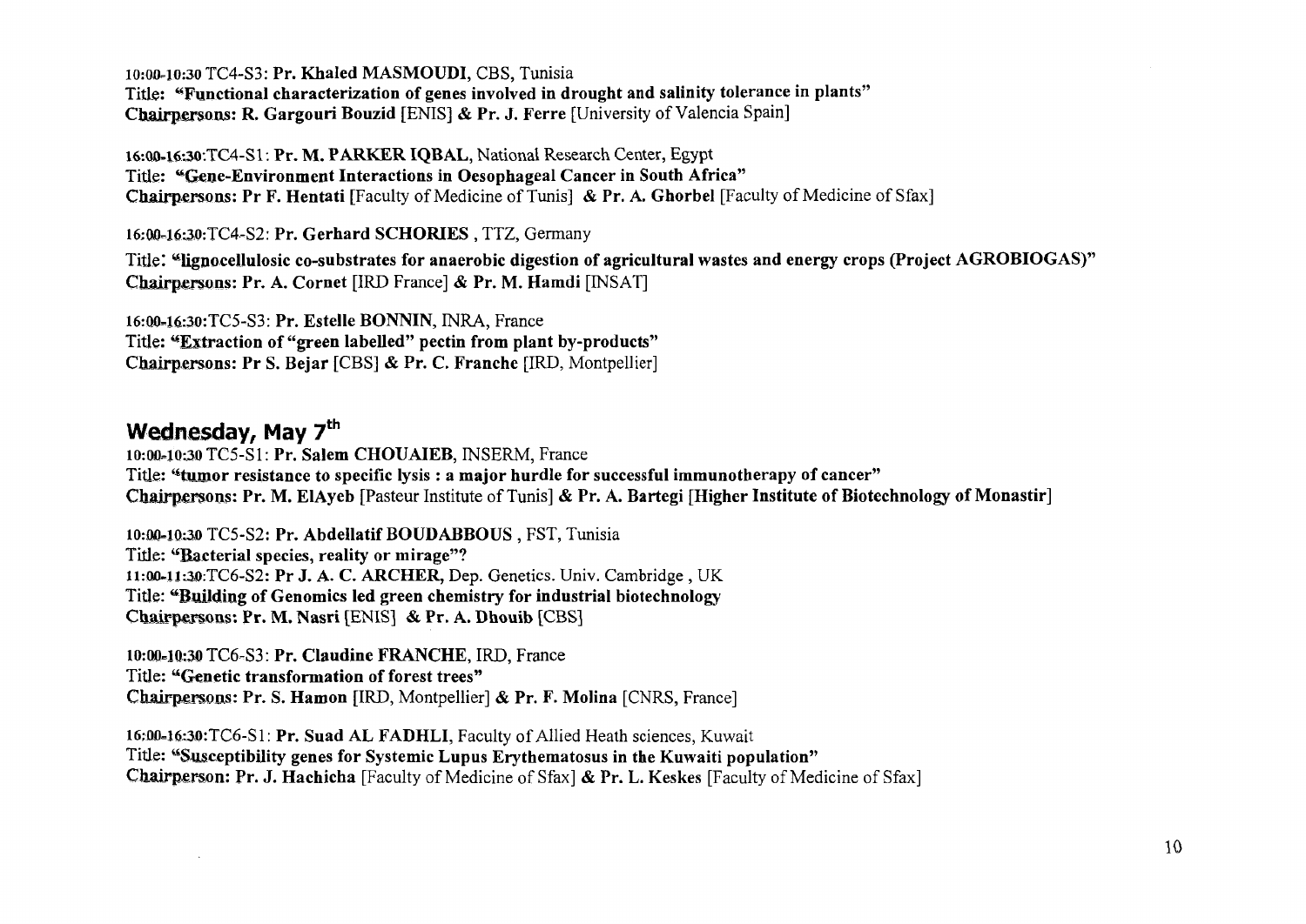10:00-10:30 TC4-S3: **Pr. Khaled MASMOUDI**, CBS, Tunisia
**Title: "Functional characterization of genes involved in drought and salinity tolerance in plants"**
**Chairpersons: R. Gargouri Bouzid** [ENIS] **& Pr. J. Ferre** [University of Valencia Spain]

16:00-16:30:TC4-S1: **Pr. M. PARKER IQBAL**, National Research Center, Egypt
**Title: "Gene-Environment Interactions in Oesophageal Cancer in South Africa"**
**Chairpersons: Pr F. Hentati** [Faculty of Medicine of Tunis] **& Pr. A. Ghorbel** [Faculty of Medicine of Sfax]

16:00-16:30:TC4-S2: **Pr. Gerhard SCHORIES** , TTZ, Germany
**Title: "lignocellulosic co-substrates for anaerobic digestion of agricultural wastes and energy crops (Project AGROBIOGAS)"**
**Chairpersons: Pr. A. Cornet** [IRD France] **& Pr. M. Hamdi** [INSAT]

16:00-16:30:TC5-S3: **Pr. Estelle BONNIN**, INRA, France
**Title: "Extraction of "green labelled" pectin from plant by-products"**
**Chairpersons: Pr S. Bejar** [CBS] **& Pr. C. Franche** [IRD, Montpellier]

## Wednesday, May 7th

10:00-10:30 TC5-S1: **Pr. Salem CHOUAIEB**, INSERM, France
**Title: "tumor resistance to specific lysis : a major hurdle for successful immunotherapy of cancer"**
**Chairpersons: Pr. M. ElAyeb** [Pasteur Institute of Tunis] **& Pr. A. Bartegi [Higher Institute of Biotechnology of Monastir]**

10:00-10:30 TC5-S2: **Pr. Abdellatif BOUDABBOUS** , FST, Tunisia
**Title: "Bacterial species, reality or mirage"?**
11:00-11:30:TC6-S2: **Pr J. A. C. ARCHER,** Dep. Genetics. Univ. Cambridge , UK
**Title: "Building of Genomics led green chemistry for industrial biotechnology**
**Chairpersons: Pr. M. Nasri** [ENIS] **& Pr. A. Dhouib** [CBS]

10:00-10:30 TC6-S3: **Pr. Claudine FRANCHE**, IRD, France
**Title: "Genetic transformation of forest trees"**
**Chairpersons: Pr. S. Hamon** [IRD, Montpellier] **& Pr. F. Molina** [CNRS, France]

16:00-16:30:TC6-S1: **Pr. Suad AL FADHLI**, Faculty of Allied Heath sciences, Kuwait
**Title: "Susceptibility genes for Systemic Lupus Erythematosus in the Kuwaiti population"**
**Chairperson: Pr. J. Hachicha** [Faculty of Medicine of Sfax] **& Pr. L. Keskes** [Faculty of Medicine of Sfax]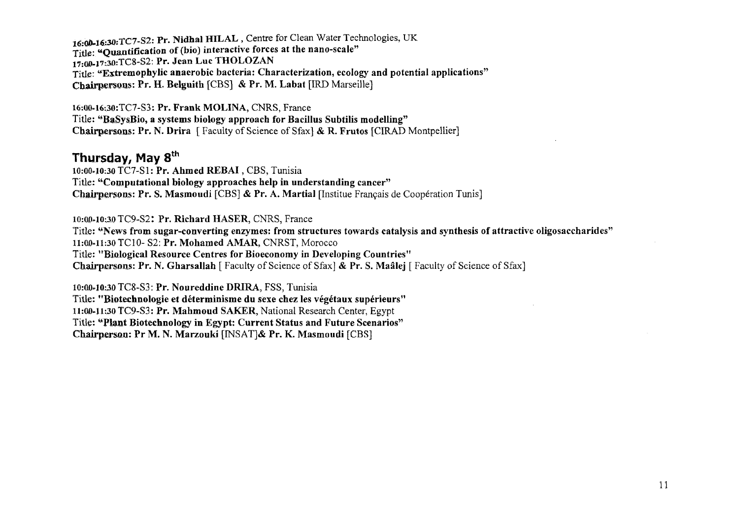16:00-16:30:TC7-S2: **Pr. Nidhal HILAL** , Centre for Clean Water Technologies, UK
Title: **"Quantification of (bio) interactive forces at the nano-scale"**
17:00-17:30:TC8-S2: **Pr. Jean Luc THOLOZAN**
Title: **"Extremophylic anaerobic bacteria: Characterization, ecology and potential applications"**
**Chairpersons: Pr. H. Belguith** [CBS] **& Pr. M. Labat** [IRD Marseille]

16:00-16:30:TC7-S3: **Pr. Frank MOLINA**, CNRS, France
Title: **"BaSysBio, a systems biology approach for Bacillus Subtilis modelling"**
**Chairpersons: Pr. N. Drira** [ Faculty of Science of Sfax] **& R. Frutos** [CIRAD Montpellier]

## Thursday, May 8th

10:00-10:30 TC7-S1: **Pr. Ahmed REBAI** , CBS, Tunisia
Title: **"Computational biology approaches help in understanding cancer"**
**Chairpersons: Pr. S. Masmoudi** [CBS] **& Pr. A. Martial** [Institue Français de Coopération Tunis]

10:00-10:30 TC9-S2: **Pr. Richard HASER**, CNRS, France
Title: **"News from sugar-converting enzymes: from structures towards catalysis and synthesis of attractive oligosaccharides"**
11:00-11:30 TC10- S2: **Pr. Mohamed AMAR**, CNRST, Morocco
Title: **"Biological Resource Centres for Bioeconomy in Developing Countries"**
**Chairpersons: Pr. N. Gharsallah** [ Faculty of Science of Sfax] **& Pr. S. Maâlej** [ Faculty of Science of Sfax]

10:00-10:30 TC8-S3: **Pr. Noureddine DRIRA**, FSS, Tunisia
Title: **"Biotechnologie et déterminisme du sexe chez les végétaux supérieurs"**
11:00-11:30 TC9-S3: **Pr. Mahmoud SAKER**, National Research Center, Egypt
Title: **"Plant Biotechnology in Egypt: Current Status and Future Scenarios"**
**Chairperson: Pr M. N. Marzouki** [INSAT]**& Pr. K. Masmoudi** [CBS]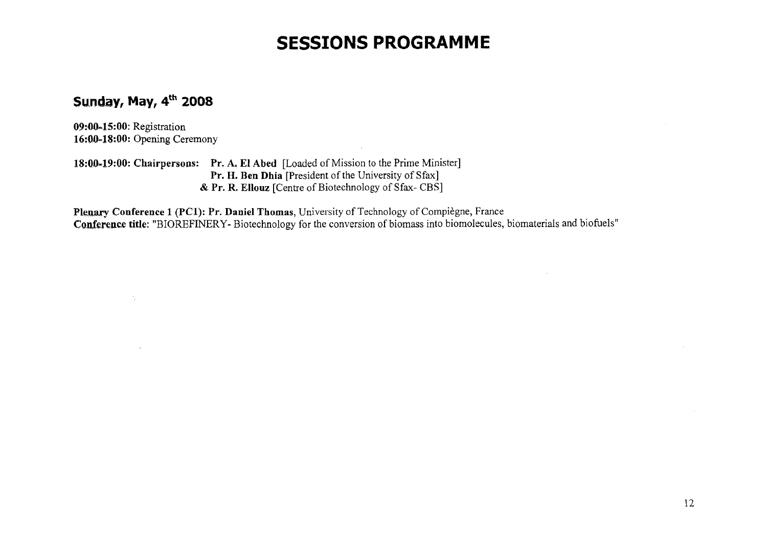# SESSIONS PROGRAMME

## Sunday, May, 4th 2008

**09:00-15:00**: Registration
**16:00-18:00:** Opening Ceremony

**18:00-19:00: Chairpersons:** **Pr. A. El Abed** [Loaded of Mission to the Prime Minister]
**Pr. H. Ben Dhia** [President of the University of Sfax]
**& Pr. R. Ellouz** [Centre of Biotechnology of Sfax- CBS]

**Plenary Conference 1 (PC1): Pr. Daniel Thomas**, University of Technology of Compiègne, France
**Conference title**: "BIOREFINERY- Biotechnology for the conversion of biomass into biomolecules, biomaterials and biofuels"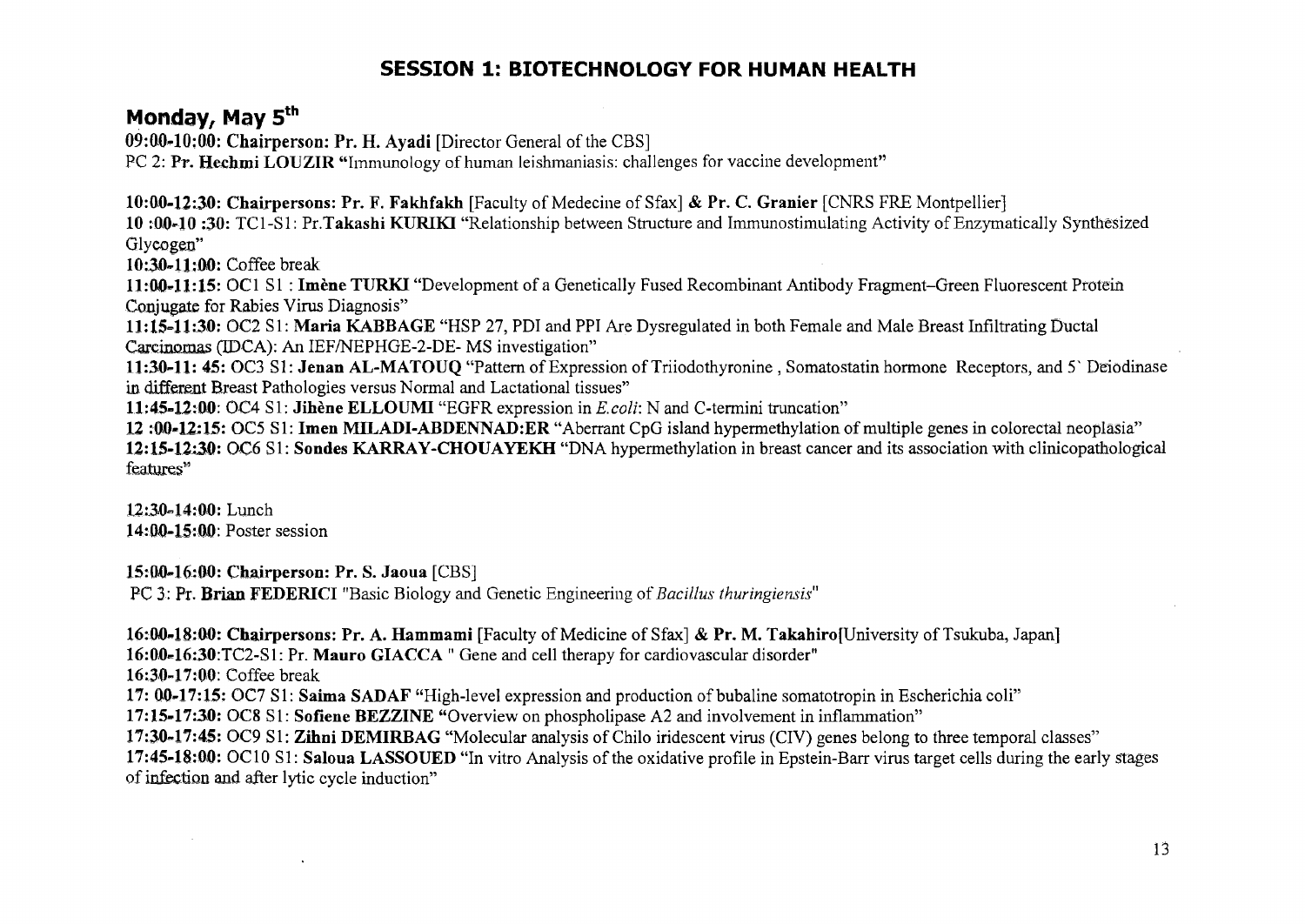# SESSION 1: BIOTECHNOLOGY FOR HUMAN HEALTH

## Monday, May 5th

**09:00-10:00: Chairperson: Pr. H. Ayadi** [Director General of the CBS]
PC 2: **Pr. Hechmi LOUZIR** "Immunology of human leishmaniasis: challenges for vaccine development"

**10:00-12:30: Chairpersons: Pr. F. Fakhfakh** [Faculty of Medecine of Sfax] **& Pr. C. Granier** [CNRS FRE Montpellier]
**10 :00-10 :30:** TC1-S1: Pr.**Takashi KURIKI** "Relationship between Structure and Immunostimulating Activity of Enzymatically Synthesized Glycogen"
**10:30-11:00:** Coffee break
**11:00-11:15:** OC1 S1 : **Imène TURKI** "Development of a Genetically Fused Recombinant Antibody Fragment–Green Fluorescent Protein Conjugate for Rabies Virus Diagnosis"
**11:15-11:30:** OC2 S1: **Maria KABBAGE** "HSP 27, PDI and PPI Are Dysregulated in both Female and Male Breast Infiltrating Ductal Carcinomas (IDCA): An IEF/NEPHGE-2-DE- MS investigation"
**11:30-11: 45:** OC3 S1: **Jenan AL-MATOUQ** "Pattern of Expression of Triiodothyronine , Somatostatin hormone Receptors, and 5` Deiodinase in different Breast Pathologies versus Normal and Lactational tissues"
**11:45-12:00**: OC4 S1: **Jihène ELLOUMI** "EGFR expression in *E.coli*: N and C-termini truncation"
**12 :00-12:15:** OC5 S1: **Imen MILADI-ABDENNAD:ER** "Aberrant CpG island hypermethylation of multiple genes in colorectal neoplasia"
**12:15-12:30:** OC6 S1: **Sondes KARRAY-CHOUAYEKH** "DNA hypermethylation in breast cancer and its association with clinicopathological features"

**12:30-14:00:** Lunch
**14:00-15:00**: Poster session

**15:00-16:00: Chairperson: Pr. S. Jaoua** [CBS]
PC 3: **Pr. Brian FEDERICI** "Basic Biology and Genetic Engineering of *Bacillus thuringiensis*"

**16:00-18:00: Chairpersons: Pr. A. Hammami** [Faculty of Medicine of Sfax] **& Pr. M. Takahiro**[University of Tsukuba, Japan]
**16:00-16:30**:TC2-S1: Pr. **Mauro GIACCA** " Gene and cell therapy for cardiovascular disorder"
**16:30-17:00**: Coffee break
**17: 00-17:15:** OC7 S1: **Saima SADAF** "High-level expression and production of bubaline somatotropin in Escherichia coli"
**17:15-17:30:** OC8 S1: **Sofiene BEZZINE** "Overview on phospholipase A2 and involvement in inflammation"
**17:30-17:45:** OC9 S1: **Zihni DEMIRBAG** "Molecular analysis of Chilo iridescent virus (CIV) genes belong to three temporal classes"
**17:45-18:00:** OC10 S1: **Saloua LASSOUED** "In vitro Analysis of the oxidative profile in Epstein-Barr virus target cells during the early stages of infection and after lytic cycle induction"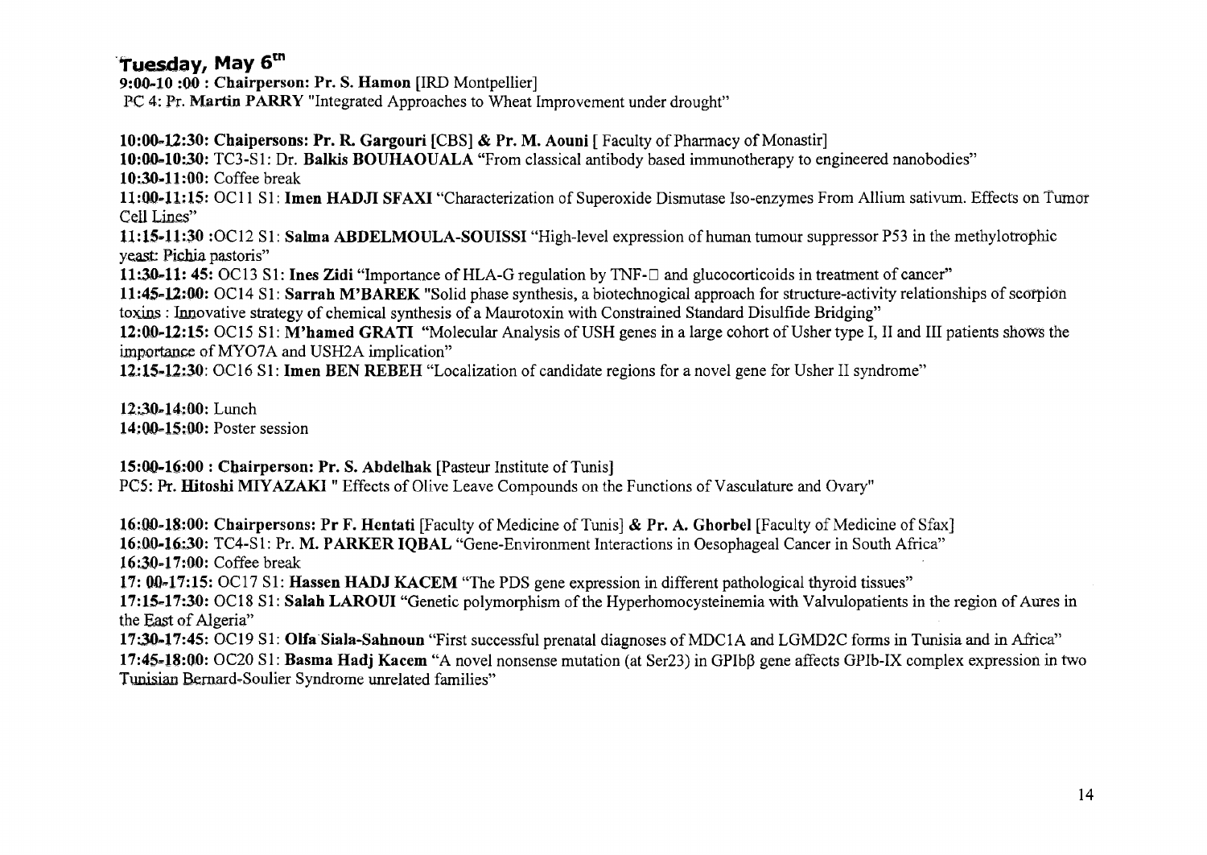## Tuesday, May 6th

**9:00-10 :00 : Chairperson: Pr. S. Hamon** [IRD Montpellier]
PC 4: Pr. **Martin PARRY** "Integrated Approaches to Wheat Improvement under drought"

**10:00-12:30: Chaipersons: Pr. R. Gargouri** [CBS] **& Pr. M. Aouni** [ Faculty of Pharmacy of Monastir]
**10:00-10:30:** TC3-S1: Dr. **Balkis BOUHAOUALA** "From classical antibody based immunotherapy to engineered nanobodies"
**10:30-11:00:** Coffee break
**11:00-11:15:** OC11 S1: **Imen HADJI SFAXI** "Characterization of Superoxide Dismutase Iso-enzymes From Allium sativum. Effects on Tumor Cell Lines"
**11:15-11:30** :OC12 S1: **Salma ABDELMOULA-SOUISSI** "High-level expression of human tumour suppressor P53 in the methylotrophic yeast: Pichia pastoris"
**11:30-11: 45:** OC13 S1: **Ines Zidi** "Importance of HLA-G regulation by TNF-□ and glucocorticoids in treatment of cancer"
**11:45-12:00:** OC14 S1: **Sarrah M'BAREK** "Solid phase synthesis, a biotechnogical approach for structure-activity relationships of scorpion toxins : Innovative strategy of chemical synthesis of a Maurotoxin with Constrained Standard Disulfide Bridging"
**12:00-12:15:** OC15 S1: **M'hamed GRATI** "Molecular Analysis of USH genes in a large cohort of Usher type I, II and III patients shows the importance of MYO7A and USH2A implication"
**12:15-12:30**: OC16 S1: **Imen BEN REBEH** "Localization of candidate regions for a novel gene for Usher II syndrome"

**12:30-14:00:** Lunch
**14:00-15:00:** Poster session

**15:00-16:00 : Chairperson: Pr. S. Abdelhak** [Pasteur Institute of Tunis]
PC5: Pr. **Hitoshi MIYAZAKI** " Effects of Olive Leave Compounds on the Functions of Vasculature and Ovary"

**16:00-18:00: Chairpersons: Pr F. Hentati** [Faculty of Medicine of Tunis] **& Pr. A. Ghorbel** [Faculty of Medicine of Sfax]
**16:00-16:30:** TC4-S1: Pr. **M. PARKER IQBAL** "Gene-Environment Interactions in Oesophageal Cancer in South Africa"
**16:30-17:00:** Coffee break
**17: 00-17:15:** OC17 S1: **Hassen HADJ KACEM** "The PDS gene expression in different pathological thyroid tissues"
**17:15-17:30:** OC18 S1: **Salah LAROUI** "Genetic polymorphism of the Hyperhomocysteinemia with Valvulopatients in the region of Aures in the East of Algeria"
**17:30-17:45:** OC19 S1: **Olfa Siala-Sahnoun** "First successful prenatal diagnoses of MDC1A and LGMD2C forms in Tunisia and in Africa"
**17:45-18:00:** OC20 S1: **Basma Hadj Kacem** "A novel nonsense mutation (at Ser23) in GPIbβ gene affects GPIb-IX complex expression in two Tunisian Bernard-Soulier Syndrome unrelated families"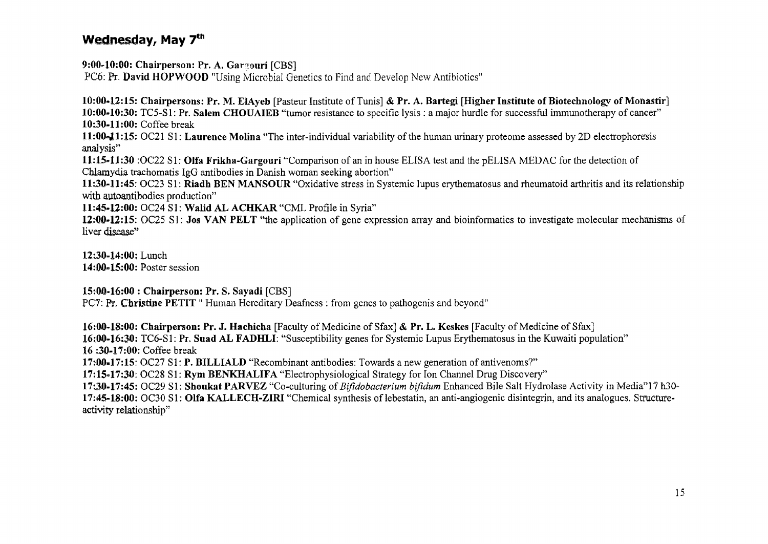## Wednesday, May 7[th]

**9:00-10:00: Chairperson: Pr. A. Gargouri** [CBS]
PC6: Pr. **David HOPWOOD** "Using Microbial Genetics to Find and Develop New Antibiotics"

**10:00-12:15: Chairpersons: Pr. M. ElAyeb** [Pasteur Institute of Tunis] **& Pr. A. Bartegi [Higher Institute of Biotechnology of Monastir]**
**10:00-10:30:** TC5-S1: Pr. **Salem CHOUAIEB** "tumor resistance to specific lysis : a major hurdle for successful immunotherapy of cancer"
**10:30-11:00:** Coffee break
**11:00-11:15:** OC21 S1: **Laurence Molina** "The inter-individual variability of the human urinary proteome assessed by 2D electrophoresis analysis"
**11:15-11:30** :OC22 S1: **Olfa Frikha-Gargouri** "Comparison of an in house ELISA test and the pELISA MEDAC for the detection of Chlamydia trachomatis IgG antibodies in Danish woman seeking abortion"
**11:30-11:45:** OC23 S1: **Riadh BEN MANSOUR** "Oxidative stress in Systemic lupus erythematosus and rheumatoid arthritis and its relationship with autoantibodies production"
**11:45-12:00:** OC24 S1: **Walid AL ACHKAR** "CML Profile in Syria"
**12:00-12:15:** OC25 S1: **Jos VAN PELT** "the application of gene expression array and bioinformatics to investigate molecular mechanisms of liver disease"

**12:30-14:00:** Lunch
**14:00-15:00:** Poster session

**15:00-16:00 : Chairperson: Pr. S. Sayadi** [CBS]
PC7: Pr. **Christine PETIT** " Human Hereditary Deafness : from genes to pathogenis and beyond"

**16:00-18:00: Chairperson: Pr. J. Hachicha** [Faculty of Medicine of Sfax] **& Pr. L. Keskes** [Faculty of Medicine of Sfax]
**16:00-16:30:** TC6-S1: Pr. **Suad AL FADHLI**: "Susceptibility genes for Systemic Lupus Erythematosus in the Kuwaiti population"
**16 :30-17:00:** Coffee break
**17:00-17:15**: OC27 S1: **P. BILLIALD** "Recombinant antibodies: Towards a new generation of antivenoms?"
**17:15-17:30**: OC28 S1: **Rym BENKHALIFA** "Electrophysiological Strategy for Ion Channel Drug Discovery"
**17:30-17:45:** OC29 S1: **Shoukat PARVEZ** "Co-culturing of *Bifidobacterium bifidum* Enhanced Bile Salt Hydrolase Activity in Media"17 h30-
**17:45-18:00:** OC30 S1: **Olfa KALLECH-ZIRI** "Chemical synthesis of lebestatin, an anti-angiogenic disintegrin, and its analogues. Structure-activity relationship"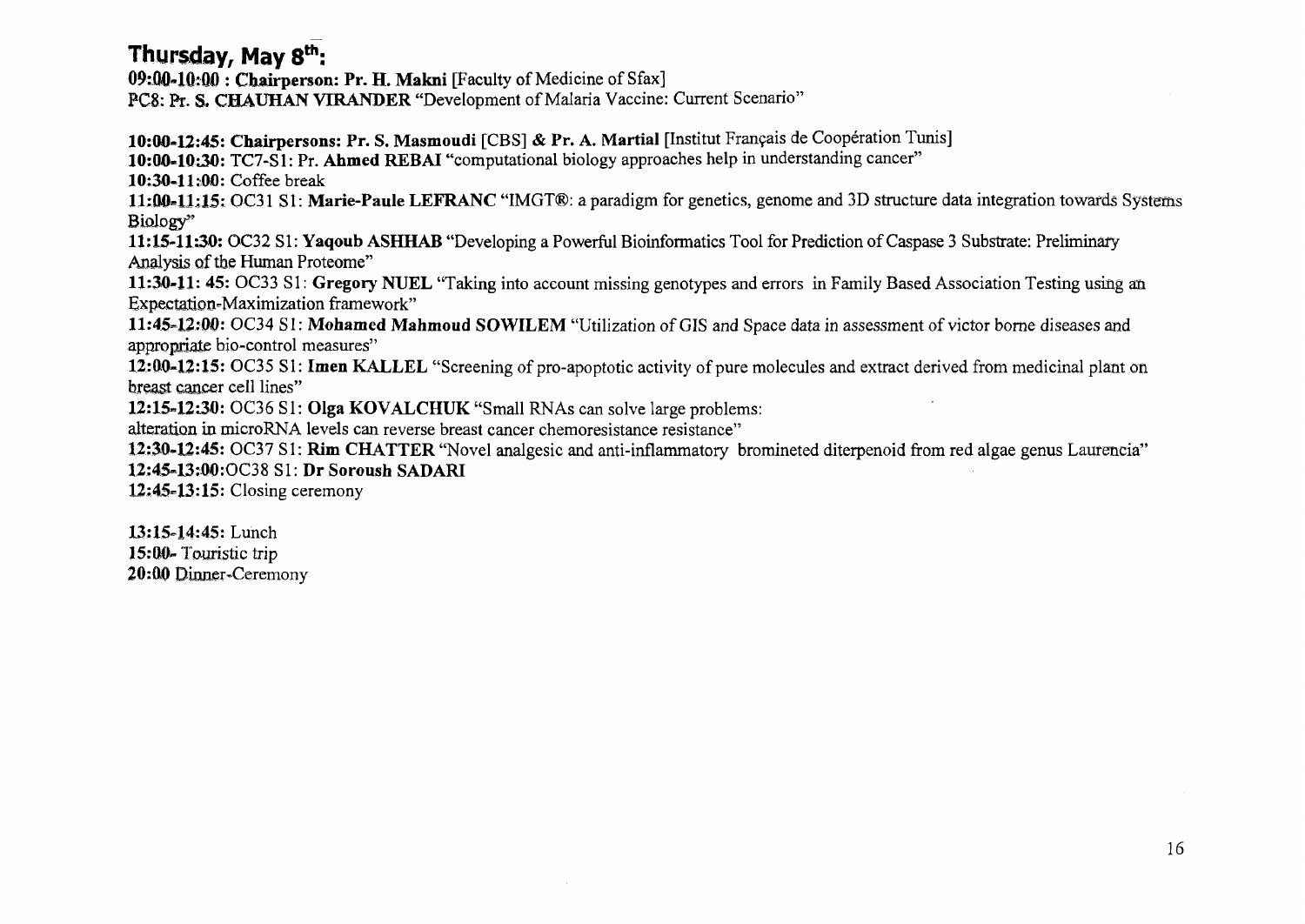## Thursday, May 8th:

**09:00-10:00 : Chairperson: Pr. H. Makni** [Faculty of Medicine of Sfax]
PC8: Pr. S. **CHAUHAN VIRANDER** "Development of Malaria Vaccine: Current Scenario"

**10:00-12:45: Chairpersons: Pr. S. Masmoudi** [CBS] **& Pr. A. Martial** [Institut Français de Coopération Tunis]
**10:00-10:30:** TC7-S1: Pr. **Ahmed REBAI** "computational biology approaches help in understanding cancer"
**10:30-11:00:** Coffee break
**11:00-11:15:** OC31 S1: **Marie-Paule LEFRANC** "IMGT®: a paradigm for genetics, genome and 3D structure data integration towards Systems Biology"
**11:15-11:30:** OC32 S1: **Yaqoub ASHHAB** "Developing a Powerful Bioinformatics Tool for Prediction of Caspase 3 Substrate: Preliminary Analysis of the Human Proteome"
**11:30-11: 45:** OC33 S1: **Gregory NUEL** "Taking into account missing genotypes and errors in Family Based Association Testing using an Expectation-Maximization framework"
**11:45-12:00:** OC34 S1: **Mohamed Mahmoud SOWILEM** "Utilization of GIS and Space data in assessment of victor borne diseases and appropriate bio-control measures"
**12:00-12:15:** OC35 S1: **Imen KALLEL** "Screening of pro-apoptotic activity of pure molecules and extract derived from medicinal plant on breast cancer cell lines"
**12:15-12:30:** OC36 S1: **Olga KOVALCHUK** "Small RNAs can solve large problems:
alteration in microRNA levels can reverse breast cancer chemoresistance resistance"
**12:30-12:45:** OC37 S1: **Rim CHATTER** "Novel analgesic and anti-inflammatory bromineted diterpenoid from red algae genus Laurencia"
**12:45-13:00:**OC38 S1: **Dr Soroush SADARI**
**12:45-13:15:** Closing ceremony

**13:15-14:45:** Lunch
**15:00-** Touristic trip
**20:00** Dinner-Ceremony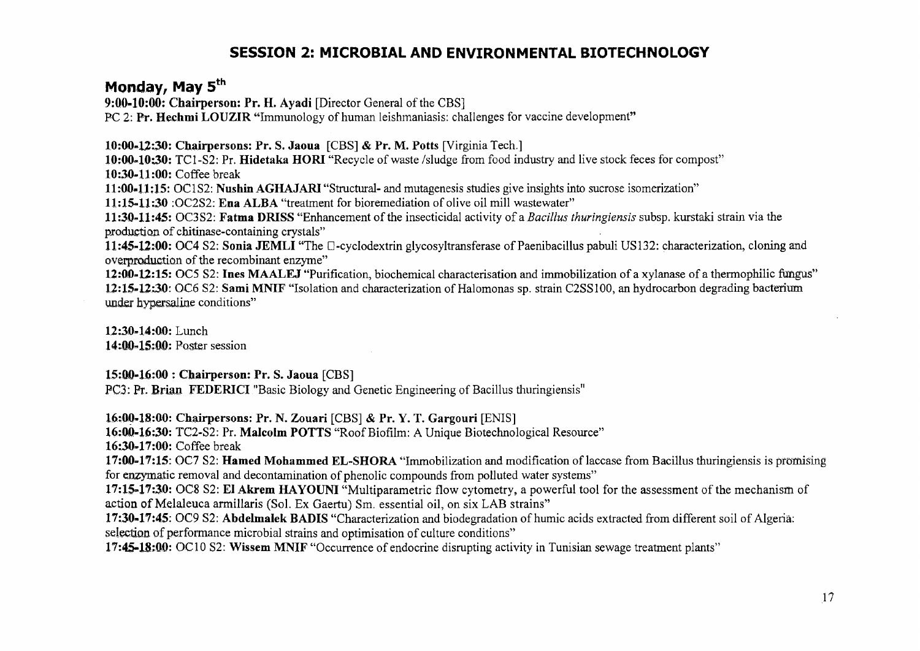# SESSION 2: MICROBIAL AND ENVIRONMENTAL BIOTECHNOLOGY

## Monday, May 5th

**9:00-10:00: Chairperson: Pr. H. Ayadi** [Director General of the CBS]
PC 2: **Pr. Hechmi LOUZIR** "Immunology of human leishmaniasis: challenges for vaccine development"

**10:00-12:30: Chairpersons: Pr. S. Jaoua** [CBS] **& Pr. M. Potts** [Virginia Tech.]
**10:00-10:30:** TC1-S2: Pr. **Hidetaka HORI** "Recycle of waste /sludge from food industry and live stock feces for compost"
**10:30-11:00:** Coffee break
**11:00-11:15:** OC1S2: **Nushin AGHAJARI** "Structural- and mutagenesis studies give insights into sucrose isomerization"
**11:15-11:30** :OC2S2: **Ena ALBA** "treatment for bioremediation of olive oil mill wastewater"
**11:30-11:45:** OC3S2: **Fatma DRISS** "Enhancement of the insecticidal activity of a *Bacillus thuringiensis* subsp. kurstaki strain via the production of chitinase-containing crystals"
**11:45-12:00:** OC4 S2: **Sonia JEMLI** "The □-cyclodextrin glycosyltransferase of Paenibacillus pabuli US132: characterization, cloning and overproduction of the recombinant enzyme"
**12:00-12:15:** OC5 S2: **Ines MAALEJ** "Purification, biochemical characterisation and immobilization of a xylanase of a thermophilic fungus"
**12:15-12:30:** OC6 S2: **Sami MNIF** "Isolation and characterization of Halomonas sp. strain C2SS100, an hydrocarbon degrading bacterium under hypersaline conditions"

**12:30-14:00:** Lunch
**14:00-15:00:** Poster session

**15:00-16:00 : Chairperson: Pr. S. Jaoua** [CBS]
PC3: Pr. **Brian FEDERICI** "Basic Biology and Genetic Engineering of Bacillus thuringiensis"

**16:00-18:00: Chairpersons: Pr. N. Zouari** [CBS] **& Pr. Y. T. Gargouri** [ENIS]
**16:00-16:30:** TC2-S2: Pr. **Malcolm POTTS** "Roof Biofilm: A Unique Biotechnological Resource"
**16:30-17:00:** Coffee break
**17:00-17:15:** OC7 S2: **Hamed Mohammed EL-SHORA** "Immobilization and modification of laccase from Bacillus thuringiensis is promising for enzymatic removal and decontamination of phenolic compounds from polluted water systems"
**17:15-17:30:** OC8 S2: **El Akrem HAYOUNI** "Multiparametric flow cytometry, a powerful tool for the assessment of the mechanism of action of Melaleuca armillaris (Sol. Ex Gaertu) Sm. essential oil, on six LAB strains"
**17:30-17:45:** OC9 S2: **Abdelmalek BADIS** "Characterization and biodegradation of humic acids extracted from different soil of Algeria: selection of performance microbial strains and optimisation of culture conditions"
**17:45-18:00:** OC10 S2: **Wissem MNIF** "Occurrence of endocrine disrupting activity in Tunisian sewage treatment plants"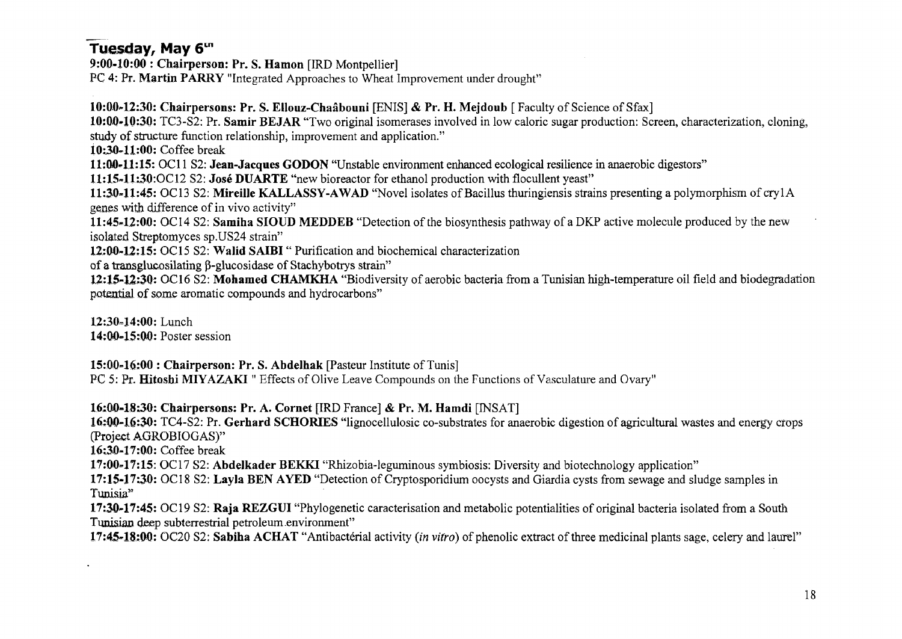## Tuesday, May 6th

**9:00-10:00 : Chairperson: Pr. S. Hamon** [IRD Montpellier]
PC 4: Pr. **Martin PARRY** "Integrated Approaches to Wheat Improvement under drought"

**10:00-12:30: Chairpersons: Pr. S. Ellouz-Chaâbouni** [ENIS] **& Pr. H. Mejdoub** [ Faculty of Science of Sfax]
**10:00-10:30:** TC3-S2: Pr. **Samir BEJAR** "Two original isomerases involved in low caloric sugar production: Screen, characterization, cloning, study of structure function relationship, improvement and application."
**10:30-11:00:** Coffee break
**11:00-11:15:** OC11 S2: **Jean-Jacques GODON** "Unstable environment enhanced ecological resilience in anaerobic digestors"
**11:15-11:30**:OC12 S2: **José DUARTE** "new bioreactor for ethanol production with flocullent yeast"
**11:30-11:45:** OC13 S2: **Mireille KALLASSY-AWAD** "Novel isolates of Bacillus thuringiensis strains presenting a polymorphism of cry1A genes with difference of in vivo activity"
**11:45-12:00:** OC14 S2: **Samiha SIOUD MEDDEB** "Detection of the biosynthesis pathway of a DKP active molecule produced by the new isolated Streptomyces sp.US24 strain"
**12:00-12:15:** OC15 S2: **Walid SAIBI** " Purification and biochemical characterization of a transglucosilating β-glucosidase of Stachybotrys strain"
**12:15-12:30:** OC16 S2: **Mohamed CHAMKHA** "Biodiversity of aerobic bacteria from a Tunisian high-temperature oil field and biodegradation potential of some aromatic compounds and hydrocarbons"

**12:30-14:00:** Lunch
**14:00-15:00:** Poster session

**15:00-16:00 : Chairperson: Pr. S. Abdelhak** [Pasteur Institute of Tunis]
PC 5: Pr. **Hitoshi MIYAZAKI** " Effects of Olive Leave Compounds on the Functions of Vasculature and Ovary"

**16:00-18:30: Chairpersons: Pr. A. Cornet** [IRD France] **& Pr. M. Hamdi** [INSAT]
**16:00-16:30:** TC4-S2: Pr. **Gerhard SCHORIES** "lignocellulosic co-substrates for anaerobic digestion of agricultural wastes and energy crops (Project AGROBIOGAS)"
**16:30-17:00:** Coffee break
**17:00-17:15**: OC17 S2: **Abdelkader BEKKI** "Rhizobia-leguminous symbiosis: Diversity and biotechnology application"
**17:15-17:30:** OC18 S2: **Layla BEN AYED** "Detection of Cryptosporidium oocysts and Giardia cysts from sewage and sludge samples in Tunisia"
**17:30-17:45:** OC19 S2: **Raja REZGUI** "Phylogenetic caracterisation and metabolic potentialities of original bacteria isolated from a South Tunisian deep subterrestrial petroleum environment"
**17:45-18:00:** OC20 S2: **Sabiha ACHAT** "Antibactérial activity (*in vitro*) of phenolic extract of three medicinal plants sage, celery and laurel"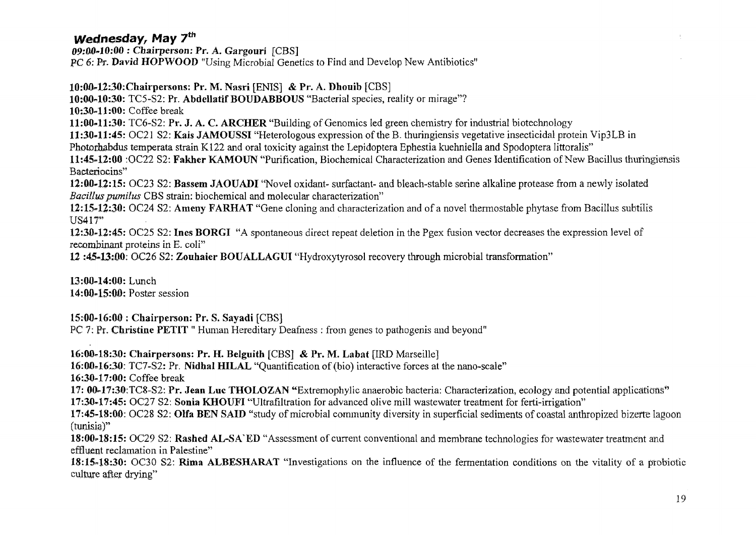## Wednesday, May 7th

***09:00-10:00 : Chairperson: Pr. A. Gargouri*** [CBS]

PC 6: Pr. **David HOPWOOD** "Using Microbial Genetics to Find and Develop New Antibiotics"

**10:00-12:30:Chairpersons: Pr. M. Nasri** [ENIS] **& Pr. A. Dhouib** [CBS]

**10:00-10:30:** TC5-S2: Pr. **Abdellatif BOUDABBOUS** "Bacterial species, reality or mirage"?

**10:30-11:00:** Coffee break

**11:00-11:30:** TC6-S2: **Pr. J. A. C. ARCHER** "Building of Genomics led green chemistry for industrial biotechnology

**11:30-11:45:** OC21 S2: **Kais JAMOUSSI** "Heterologous expression of the B. thuringiensis vegetative insecticidal protein Vip3LB in Photorhabdus temperata strain K122 and oral toxicity against the Lepidoptera Ephestia kuehniella and Spodoptera littoralis"

**11:45-12:00** :OC22 S2: **Fakher KAMOUN** "Purification, Biochemical Characterization and Genes Identification of New Bacillus thuringiensis Bacteriocins"

**12:00-12:15:** OC23 S2: **Bassem JAOUADI** "Novel oxidant- surfactant- and bleach-stable serine alkaline protease from a newly isolated *Bacillus pumilus* CBS strain: biochemical and molecular characterization"

**12:15-12:30:** OC24 S2: **Ameny FARHAT** "Gene cloning and characterization and of a novel thermostable phytase from Bacillus subtilis US417"

**12:30-12:45:** OC25 S2: **Ines BORGI** "A spontaneous direct repeat deletion in the Pgex fusion vector decreases the expression level of recombinant proteins in E. coli"

**12 :45-13:00**: OC26 S2: **Zouhaier BOUALLAGUI** "Hydroxytyrosol recovery through microbial transformation"

**13:00-14:00:** Lunch

**14:00-15:00:** Poster session

**15:00-16:00 : Chairperson: Pr. S. Sayadi** [CBS]

PC 7: Pr. **Christine PETIT** " Human Hereditary Deafness : from genes to pathogenis and beyond"

**16:00-18:30: Chairpersons: Pr. H. Belguith** [CBS] **& Pr. M. Labat** [IRD Marseille]

**16:00-16:30**: TC7-S2: Pr. **Nidhal HILAL** "Quantification of (bio) interactive forces at the nano-scale"

**16:30-17:00:** Coffee break

**17: 00-17:30**:TC8-S2: **Pr. Jean Luc THOLOZAN** "Extremophylic anaerobic bacteria: Characterization, ecology and potential applications"

**17:30-17:45:** OC27 S2: **Sonia KHOUFI** "Ultrafiltration for advanced olive mill wastewater treatment for ferti-irrigation"

**17:45-18:00**: OC28 S2: **Olfa BEN SAID** "study of microbial community diversity in superficial sediments of coastal anthropized bizerte lagoon (tunisia)"

**18:00-18:15:** OC29 S2: **Rashed AL-SA`ED** "Assessment of current conventional and membrane technologies for wastewater treatment and effluent reclamation in Palestine"

**18:15-18:30:** OC30 S2: **Rima ALBESHARAT** "Investigations on the influence of the fermentation conditions on the vitality of a probiotic culture after drying"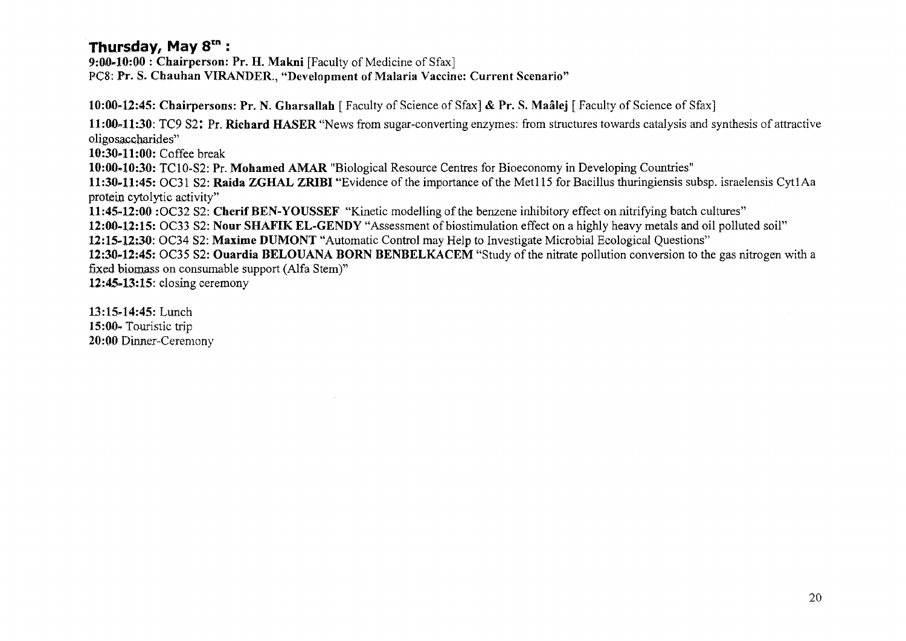## Thursday, May 8th :

**9:00-10:00 : Chairperson: Pr. H. Makni** [Faculty of Medicine of Sfax]
PC8: **Pr. S. Chauhan VIRANDER., "Development of Malaria Vaccine: Current Scenario"**

**10:00-12:45: Chairpersons: Pr. N. Gharsallah** [ Faculty of Science of Sfax] **& Pr. S. Maâlej** [ Faculty of Science of Sfax]

**11:00-11:30**: TC9 S2**:** Pr. **Richard HASER** "News from sugar-converting enzymes: from structures towards catalysis and synthesis of attractive oligosaccharides"
**10:30-11:00:** Coffee break
**10:00-10:30:** TC10-S2: Pr. **Mohamed AMAR** "Biological Resource Centres for Bioeconomy in Developing Countries"
**11:30-11:45:** OC31 S2: **Raida ZGHAL ZRIBI** "Evidence of the importance of the Met115 for Bacillus thuringiensis subsp. israelensis Cyt1Aa protein cytolytic activity"
**11:45-12:00** :OC32 S2: **Cherif BEN-YOUSSEF** "Kinetic modelling of the benzene inhibitory effect on nitrifying batch cultures"
**12:00-12:15:** OC33 S2: **Nour SHAFIK EL-GENDY** "Assessment of biostimulation effect on a highly heavy metals and oil polluted soil"
**12:15-12:30:** OC34 S2: **Maxime DUMONT** "Automatic Control may Help to Investigate Microbial Ecological Questions"
**12:30-12:45:** OC35 S2: **Ouardia BELOUANA BORN BENBELKACEM** "Study of the nitrate pollution conversion to the gas nitrogen with a fixed biomass on consumable support (Alfa Stem)"
**12:45-13:15**: closing ceremony

**13:15-14:45:** Lunch
**15:00-** Touristic trip
**20:00** Dinner-Ceremony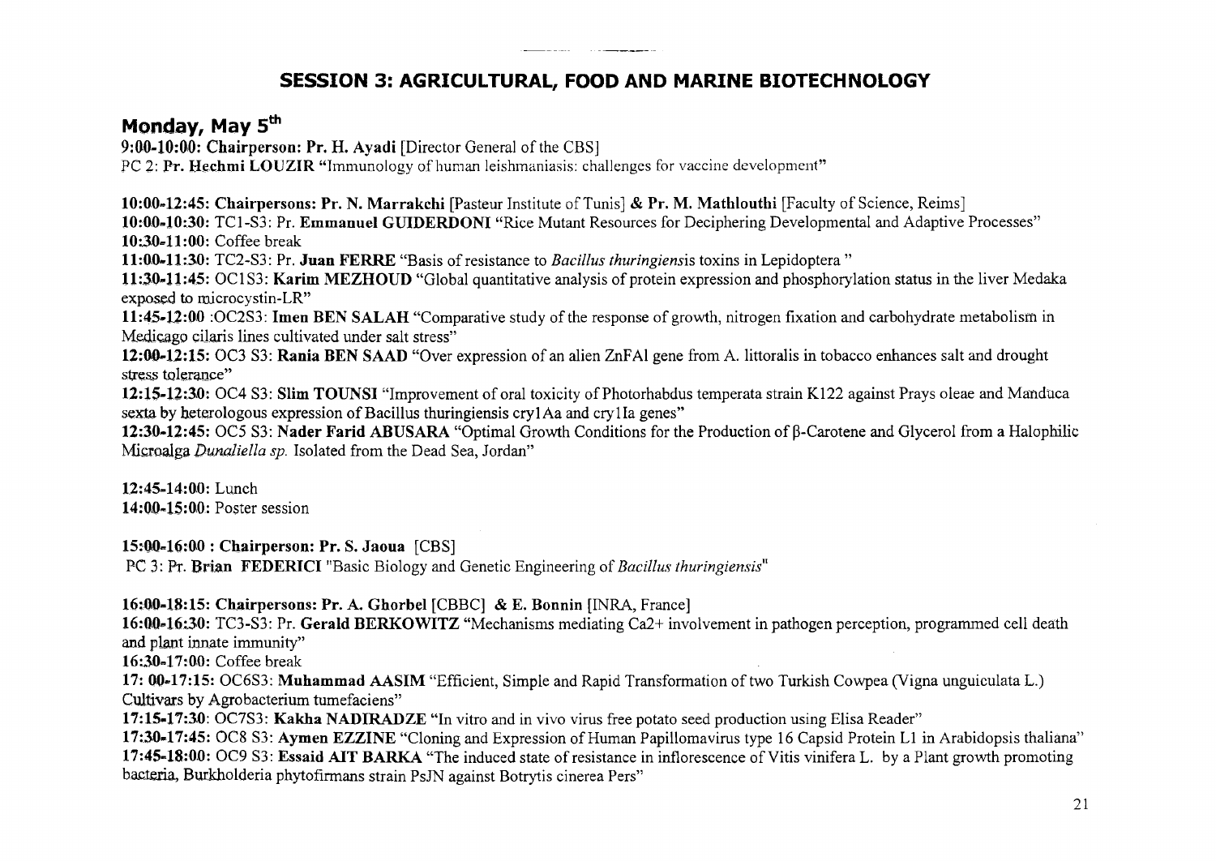# SESSION 3: AGRICULTURAL, FOOD AND MARINE BIOTECHNOLOGY

## Monday, May 5th

**9:00-10:00: Chairperson: Pr. H. Ayadi** [Director General of the CBS]
PC 2: **Pr. Hechmi LOUZIR** "Immunology of human leishmaniasis: challenges for vaccine development"

**10:00-12:45: Chairpersons: Pr. N. Marrakchi** [Pasteur Institute of Tunis] **& Pr. M. Mathlouthi** [Faculty of Science, Reims]
**10:00-10:30:** TC1-S3: Pr. **Emmanuel GUIDERDONI** "Rice Mutant Resources for Deciphering Developmental and Adaptive Processes"
**10:30-11:00:** Coffee break
**11:00-11:30:** TC2-S3: Pr. **Juan FERRE** "Basis of resistance to *Bacillus thuringiensis* toxins in Lepidoptera "
**11:30-11:45:** OC1S3: **Karim MEZHOUD** "Global quantitative analysis of protein expression and phosphorylation status in the liver Medaka exposed to microcystin-LR"
**11:45-12:00** :OC2S3: **Imen BEN SALAH** "Comparative study of the response of growth, nitrogen fixation and carbohydrate metabolism in Medicago ciliaris lines cultivated under salt stress"
**12:00-12:15:** OC3 S3: **Rania BEN SAAD** "Over expression of an alien ZnFAl gene from A. littoralis in tobacco enhances salt and drought stress tolerance"
**12:15-12:30:** OC4 S3: **Slim TOUNSI** "Improvement of oral toxicity of Photorhabdus temperata strain K122 against Prays oleae and Manduca sexta by heterologous expression of Bacillus thuringiensis cry1Aa and cry1Ia genes"
**12:30-12:45:** OC5 S3: **Nader Farid ABUSARA** "Optimal Growth Conditions for the Production of β-Carotene and Glycerol from a Halophilic Microalga *Dunaliella sp.* Isolated from the Dead Sea, Jordan"

**12:45-14:00:** Lunch
**14:00-15:00:** Poster session

**15:00-16:00 : Chairperson: Pr. S. Jaoua** [CBS]
PC 3: Pr. **Brian FEDERICI** "Basic Biology and Genetic Engineering of *Bacillus thuringiensis*"

**16:00-18:15: Chairpersons: Pr. A. Ghorbel** [CBBC] **& E. Bonnin** [INRA, France]
**16:00-16:30:** TC3-S3: Pr. **Gerald BERKOWITZ** "Mechanisms mediating Ca2+ involvement in pathogen perception, programmed cell death and plant innate immunity"
**16:30-17:00:** Coffee break
**17: 00-17:15:** OC6S3: **Muhammad AASIM** "Efficient, Simple and Rapid Transformation of two Turkish Cowpea (Vigna unguiculata L.) Cultivars by Agrobacterium tumefaciens"
**17:15-17:30**: OC7S3: **Kakha NADIRADZE** "In vitro and in vivo virus free potato seed production using Elisa Reader"
**17:30-17:45:** OC8 S3: **Aymen EZZINE** "Cloning and Expression of Human Papillomavirus type 16 Capsid Protein L1 in Arabidopsis thaliana"
**17:45-18:00:** OC9 S3: **Essaid AIT BARKA** "The induced state of resistance in inflorescence of Vitis vinifera L. by a Plant growth promoting bacteria, Burkholderia phytofirmans strain PsJN against Botrytis cinerea Pers"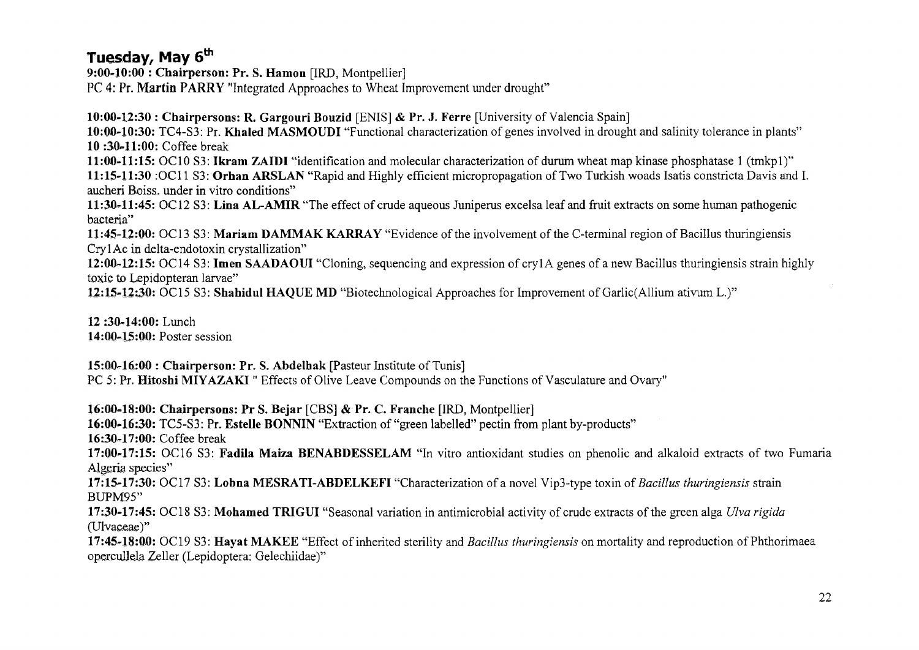## Tuesday, May 6th

**9:00-10:00 : Chairperson: Pr. S. Hamon** [IRD, Montpellier]
PC 4: Pr. **Martin PARRY** "Integrated Approaches to Wheat Improvement under drought"

**10:00-12:30 : Chairpersons: R. Gargouri Bouzid** [ENIS] **& Pr. J. Ferre** [University of Valencia Spain]
**10:00-10:30:** TC4-S3: Pr. **Khaled MASMOUDI** "Functional characterization of genes involved in drought and salinity tolerance in plants"
**10 :30-11:00:** Coffee break
**11:00-11:15:** OC10 S3: **Ikram ZAIDI** "identification and molecular characterization of durum wheat map kinase phosphatase 1 (tmkp1)"
**11:15-11:30** :OC11 S3: **Orhan ARSLAN** "Rapid and Highly efficient micropropagation of Two Turkish woads Isatis constricta Davis and I. aucheri Boiss. under in vitro conditions"
**11:30-11:45:** OC12 S3: **Lina AL-AMIR** "The effect of crude aqueous Juniperus excelsa leaf and fruit extracts on some human pathogenic bacteria"
**11:45-12:00:** OC13 S3: **Mariam DAMMAK KARRAY** "Evidence of the involvement of the C-terminal region of Bacillus thuringiensis Cry1Ac in delta-endotoxin crystallization"
**12:00-12:15:** OC14 S3: **Imen SAADAOUI** "Cloning, sequencing and expression of cry1A genes of a new Bacillus thuringiensis strain highly toxic to Lepidopteran larvae"
**12:15-12:30:** OC15 S3: **Shahidul HAQUE MD** "Biotechnological Approaches for Improvement of Garlic(Allium ativum L.)"

**12 :30-14:00:** Lunch
**14:00-15:00:** Poster session

**15:00-16:00 : Chairperson: Pr. S. Abdelhak** [Pasteur Institute of Tunis]
PC 5: Pr. **Hitoshi MIYAZAKI** " Effects of Olive Leave Compounds on the Functions of Vasculature and Ovary"

**16:00-18:00: Chairpersons: Pr S. Bejar** [CBS] **& Pr. C. Franche** [IRD, Montpellier]
**16:00-16:30:** TC5-S3: Pr. **Estelle BONNIN** "Extraction of "green labelled" pectin from plant by-products"
**16:30-17:00:** Coffee break
**17:00-17:15:** OC16 S3: **Fadila Maiza BENABDESSELAM** "In vitro antioxidant studies on phenolic and alkaloid extracts of two Fumaria Algeria species"
**17:15-17:30:** OC17 S3: **Lobna MESRATI-ABDELKEFI** "Characterization of a novel Vip3-type toxin of *Bacillus thuringiensis* strain BUPM95"
**17:30-17:45:** OC18 S3: **Mohamed TRIGUI** "Seasonal variation in antimicrobial activity of crude extracts of the green alga *Ulva rigida* (Ulvaceae)"
**17:45-18:00:** OC19 S3: **Hayat MAKEE** "Effect of inherited sterility and *Bacillus thuringiensis* on mortality and reproduction of Phthorimaea operculella Zeller (Lepidoptera: Gelechiidae)"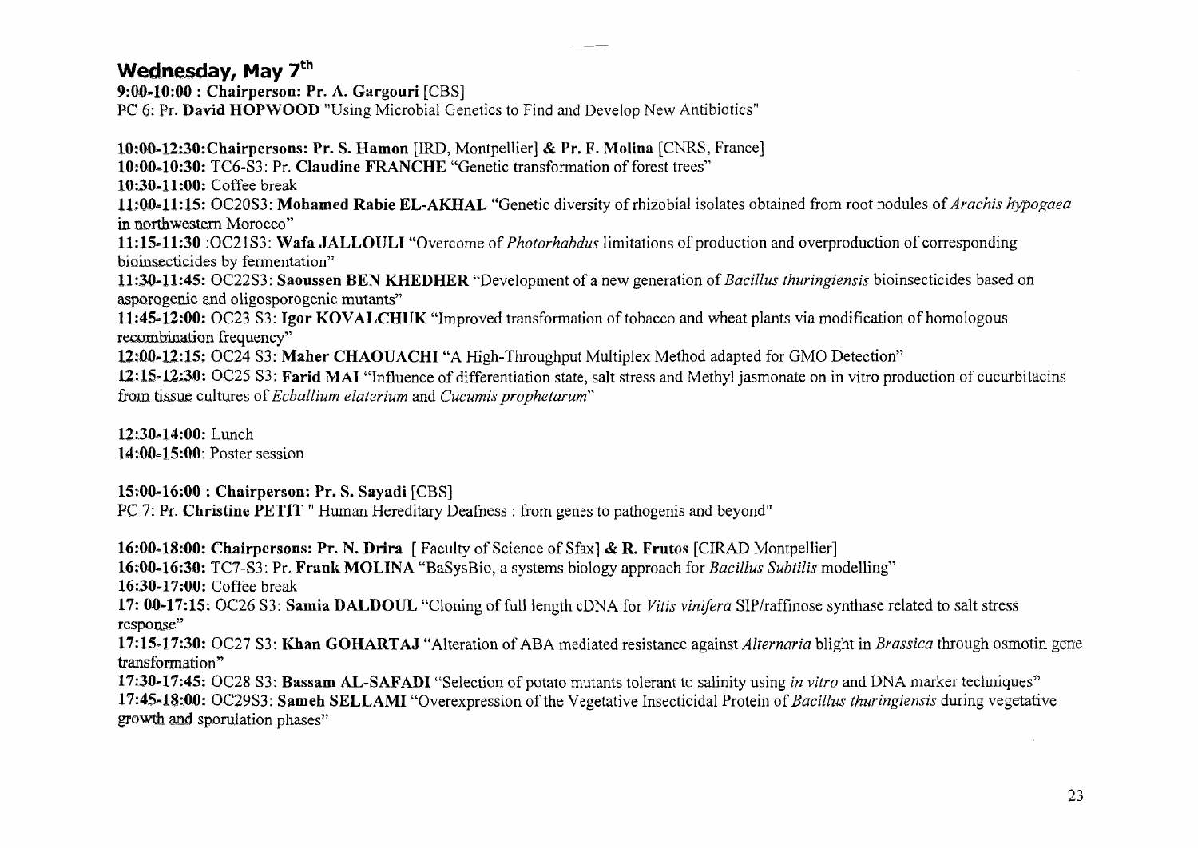## Wednesday, May 7[th]

**9:00-10:00 : Chairperson: Pr. A. Gargouri** [CBS]
PC 6: Pr. **David HOPWOOD** "Using Microbial Genetics to Find and Develop New Antibiotics"

**10:00-12:30:Chairpersons: Pr. S. Hamon** [IRD, Montpellier] **& Pr. F. Molina** [CNRS, France]
**10:00-10:30:** TC6-S3: Pr. **Claudine FRANCHE** "Genetic transformation of forest trees"
**10:30-11:00:** Coffee break
**11:00-11:15:** OC20S3: **Mohamed Rabie EL-AKHAL** "Genetic diversity of rhizobial isolates obtained from root nodules of *Arachis hypogaea* in northwestern Morocco"
**11:15-11:30** :OC21S3: **Wafa JALLOULI** "Overcome of *Photorhabdus* limitations of production and overproduction of corresponding bioinsecticides by fermentation"
**11:30-11:45:** OC22S3: **Saoussen BEN KHEDHER** "Development of a new generation of *Bacillus thuringiensis* bioinsecticides based on asporogenic and oligosporogenic mutants"
**11:45-12:00:** OC23 S3: **Igor KOVALCHUK** "Improved transformation of tobacco and wheat plants via modification of homologous recombination frequency"
**12:00-12:15:** OC24 S3: **Maher CHAOUACHI** "A High-Throughput Multiplex Method adapted for GMO Detection"
**12:15-12:30:** OC25 S3: **Farid MAI** "Influence of differentiation state, salt stress and Methyl jasmonate on in vitro production of cucurbitacins from tissue cultures of *Ecballium elaterium* and *Cucumis prophetarum*"

**12:30-14:00:** Lunch
**14:00-15:00**: Poster session

**15:00-16:00 : Chairperson: Pr. S. Sayadi** [CBS]
PC 7: Pr. **Christine PETIT** " Human Hereditary Deafness : from genes to pathogenis and beyond"

**16:00-18:00: Chairpersons: Pr. N. Drira** [ Faculty of Science of Sfax] **& R. Frutos** [CIRAD Montpellier]
**16:00-16:30:** TC7-S3: Pr. **Frank MOLINA** "BaSysBio, a systems biology approach for *Bacillus Subtilis* modelling"
**16:30-17:00:** Coffee break
**17: 00-17:15:** OC26 S3: **Samia DALDOUL** "Cloning of full length cDNA for *Vitis vinifera* SIP/raffinose synthase related to salt stress response"
**17:15-17:30:** OC27 S3: **Khan GOHARTAJ** "Alteration of ABA mediated resistance against *Alternaria* blight in *Brassica* through osmotin gene transformation"
**17:30-17:45:** OC28 S3: **Bassam AL-SAFADI** "Selection of potato mutants tolerant to salinity using *in vitro* and DNA marker techniques"
**17:45-18:00:** OC29S3: **Sameh SELLAMI** "Overexpression of the Vegetative Insecticidal Protein of *Bacillus thuringiensis* during vegetative growth and sporulation phases"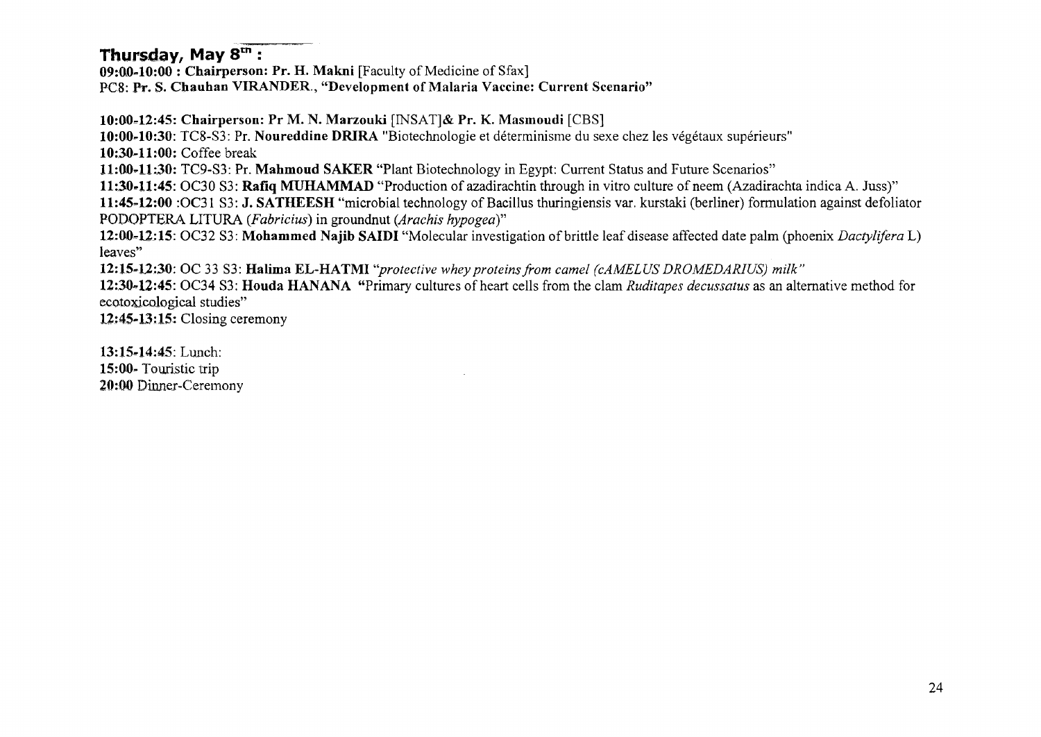## Thursday, May 8th :

**09:00-10:00 : Chairperson: Pr. H. Makni** [Faculty of Medicine of Sfax]
PC8: **Pr. S. Chauhan VIRANDER., "Development of Malaria Vaccine: Current Scenario"**

**10:00-12:45: Chairperson: Pr M. N. Marzouki** [INSAT]& **Pr. K. Masmoudi** [CBS]
**10:00-10:30**: TC8-S3: Pr. **Noureddine DRIRA** "Biotechnologie et déterminisme du sexe chez les végétaux supérieurs"
**10:30-11:00:** Coffee break
**11:00-11:30:** TC9-S3: Pr. **Mahmoud SAKER** "Plant Biotechnology in Egypt: Current Status and Future Scenarios"
**11:30-11:45**: OC30 S3: **Rafiq MUHAMMAD** "Production of azadirachtin through in vitro culture of neem (Azadirachta indica A. Juss)"
**11:45-12:00** :OC31 S3: **J. SATHEESH** "microbial technology of Bacillus thuringiensis var. kurstaki (berliner) formulation against defoliator PODOPTERA LITURA (*Fabricius*) in groundnut (*Arachis hypogea*)"
**12:00-12:15**: OC32 S3: **Mohammed Najib SAIDI** "Molecular investigation of brittle leaf disease affected date palm (phoenix *Dactylifera* L) leaves"
**12:15-12:30**: OC 33 S3: **Halima EL-HATMI** *"protective whey proteins from camel (cAMELUS DROMEDARIUS) milk"*
**12:30-12:45**: OC34 S3: **Houda HANANA** **"**Primary cultures of heart cells from the clam *Ruditapes decussatus* as an alternative method for ecotoxicological studies"
**12:45-13:15:** Closing ceremony

**13:15-14:45**: Lunch:
**15:00-** Touristic trip
**20:00** Dinner-Ceremony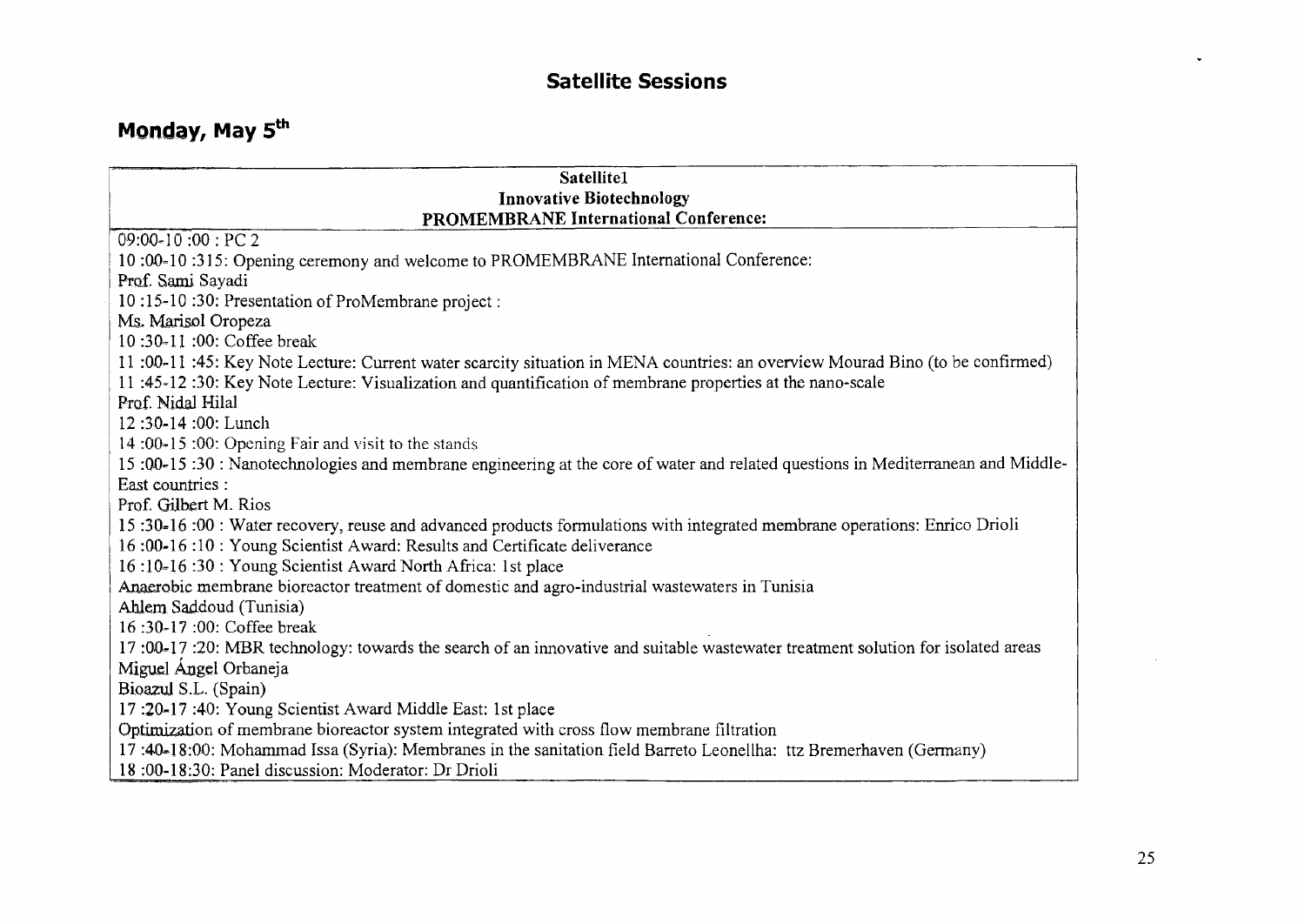# Satellite Sessions

## Monday, May 5th

| Satellite1<br>Innovative Biotechnology<br>PROMEMBRANE International Conference: |
|---|
| 09:00-10 :00 : PC 2<br>10 :00-10 :315: Opening ceremony and welcome to PROMEMBRANE International Conference:<br>Prof. Sami Sayadi<br>10 :15-10 :30: Presentation of ProMembrane project :<br>Ms. Marisol Oropeza<br>10 :30-11 :00: Coffee break<br>11 :00-11 :45: Key Note Lecture: Current water scarcity situation in MENA countries: an overview Mourad Bino (to be confirmed)<br>11 :45-12 :30: Key Note Lecture: Visualization and quantification of membrane properties at the nano-scale<br>Prof. Nidal Hilal<br>12 :30-14 :00: Lunch<br>14 :00-15 :00: Opening Fair and visit to the stands<br>15 :00-15 :30 : Nanotechnologies and membrane engineering at the core of water and related questions in Mediterranean and Middle-East countries :<br>Prof. Gilbert M. Rios<br>15 :30-16 :00 : Water recovery, reuse and advanced products formulations with integrated membrane operations: Enrico Drioli<br>16 :00-16 :10 : Young Scientist Award: Results and Certificate deliverance<br>16 :10-16 :30 : Young Scientist Award North Africa: 1st place<br>Anaerobic membrane bioreactor treatment of domestic and agro-industrial wastewaters in Tunisia<br>Ahlem Saddoud (Tunisia)<br>16 :30-17 :00: Coffee break<br>17 :00-17 :20: MBR technology: towards the search of an innovative and suitable wastewater treatment solution for isolated areas<br>Miguel Ángel Orbaneja<br>Bioazul S.L. (Spain)<br>17 :20-17 :40: Young Scientist Award Middle East: 1st place<br>Optimization of membrane bioreactor system integrated with cross flow membrane filtration<br>17 :40-18:00: Mohammad Issa (Syria): Membranes in the sanitation field Barreto Leonellha: ttz Bremerhaven (Germany)<br>18 :00-18:30: Panel discussion: Moderator: Dr Drioli |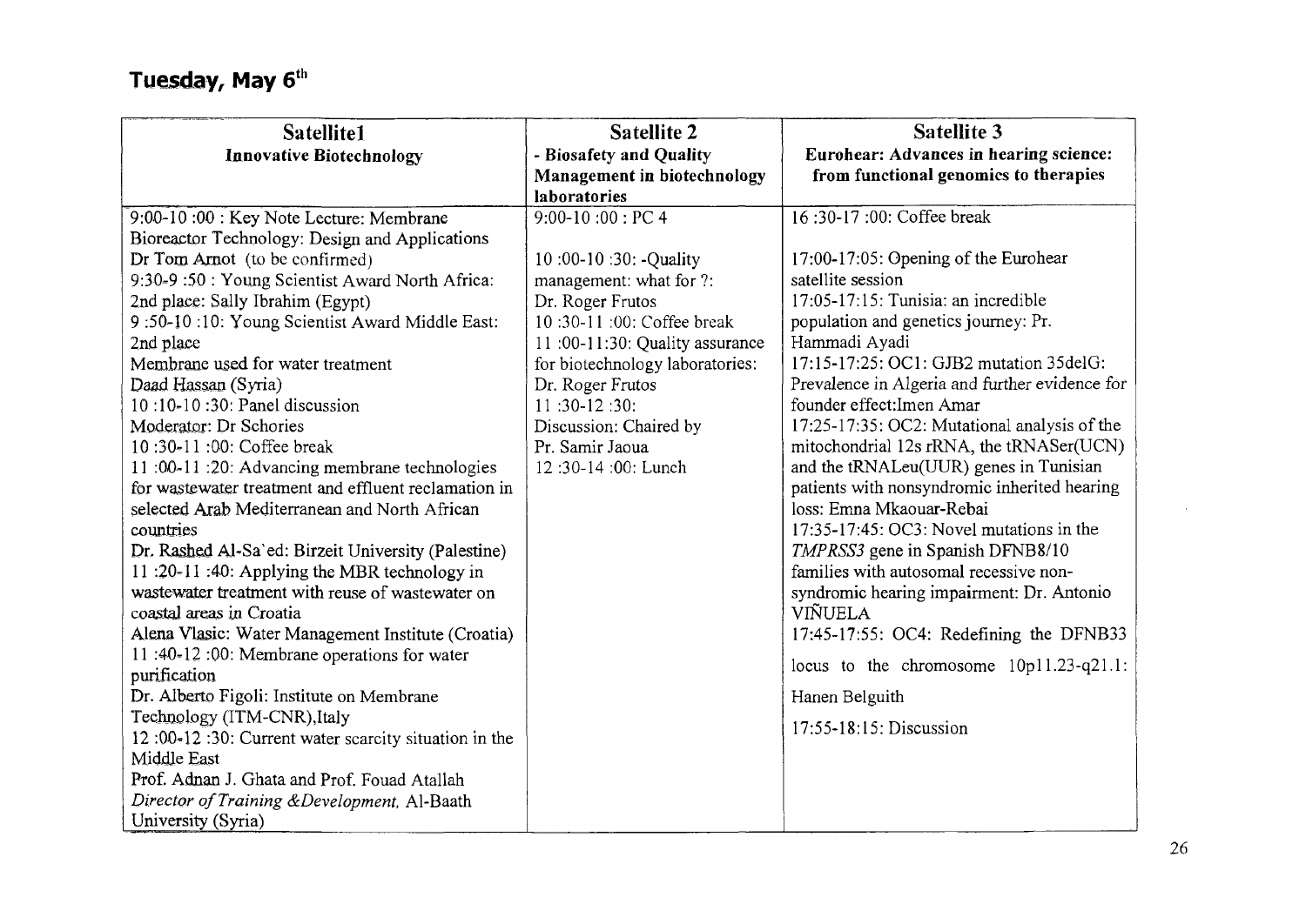## Tuesday, May 6th

| Satellite1<br>**Innovative Biotechnology** | Satellite 2<br>**- Biosafety and Quality Management in biotechnology laboratories** | Satellite 3<br>**Eurohear: Advances in hearing science: from functional genomics to therapies** |
|---|---|---|
| 9:00-10 :00 : Key Note Lecture: Membrane Bioreactor Technology: Design and Applications<br>Dr Tom Arnot (to be confirmed)<br>9:30-9 :50 : Young Scientist Award North Africa: 2nd place: Sally Ibrahim (Egypt)<br>9 :50-10 :10: Young Scientist Award Middle East: 2nd place<br>Membrane used for water treatment<br>Daad Hassan (Syria)<br>10 :10-10 :30: Panel discussion<br>Moderator: Dr Schories<br>10 :30-11 :00: Coffee break<br>11 :00-11 :20: Advancing membrane technologies for wastewater treatment and effluent reclamation in selected Arab Mediterranean and North African countries<br>Dr. Rashed Al-Sa`ed: Birzeit University (Palestine)<br>11 :20-11 :40: Applying the MBR technology in wastewater treatment with reuse of wastewater on coastal areas in Croatia<br>Alena Vlasic: Water Management Institute (Croatia)<br>11 :40-12 :00: Membrane operations for water purification<br>Dr. Alberto Figoli: Institute on Membrane Technology (ITM-CNR),Italy<br>12 :00-12 :30: Current water scarcity situation in the Middle East<br>Prof. Adnan J. Ghata and Prof. Fouad Atallah<br>*Director of Training &Development*, Al-Baath University (Syria) | 9:00-10 :00 : PC 4<br><br>10 :00-10 :30: -Quality management: what for ?:<br>Dr. Roger Frutos<br>10 :30-11 :00: Coffee break<br>11 :00-11:30: Quality assurance for biotechnology laboratories:<br>Dr. Roger Frutos<br>11 :30-12 :30:<br>Discussion: Chaired by<br>Pr. Samir Jaoua<br>12 :30-14 :00: Lunch | 16 :30-17 :00: Coffee break<br><br>17:00-17:05: Opening of the Eurohear satellite session<br>17:05-17:15: Tunisia: an incredible population and genetics journey: Pr. Hammadi Ayadi<br>17:15-17:25: OC1: GJB2 mutation 35delG: Prevalence in Algeria and further evidence for founder effect:Imen Amar<br>17:25-17:35: OC2: Mutational analysis of the mitochondrial 12s rRNA, the tRNASer(UCN) and the tRNALeu(UUR) genes in Tunisian patients with nonsyndromic inherited hearing loss: Emna Mkaouar-Rebai<br>17:35-17:45: OC3: Novel mutations in the *TMPRSS3* gene in Spanish DFNB8/10 families with autosomal recessive non-syndromic hearing impairment: Dr. Antonio VIÑUELA<br>17:45-17:55: OC4: Redefining the DFNB33 locus to the chromosome 10p11.23-q21.1: Hanen Belguith<br>17:55-18:15: Discussion |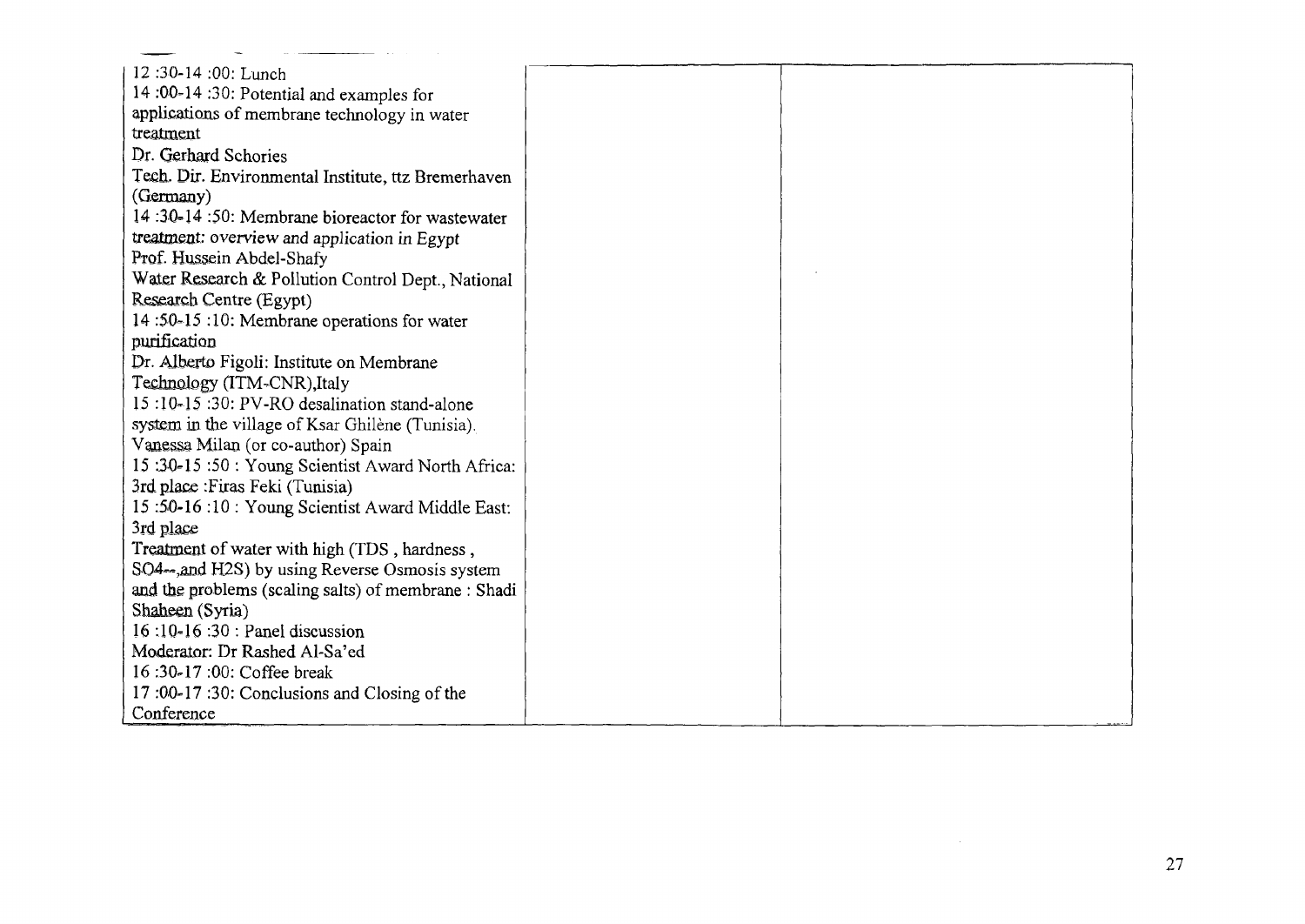| | | |
|---|---|---|
| 12 :30-14 :00: Lunch<br>14 :00-14 :30: Potential and examples for applications of membrane technology in water treatment<br>Dr. Gerhard Schories<br>Tech. Dir. Environmental Institute, ttz Bremerhaven (Germany)<br>14 :30-14 :50: Membrane bioreactor for wastewater treatment: overview and application in Egypt<br>Prof. Hussein Abdel-Shafy<br>Water Research & Pollution Control Dept., National Research Centre (Egypt)<br>14 :50-15 :10: Membrane operations for water purification<br>Dr. Alberto Figoli: Institute on Membrane Technology (ITM-CNR),Italy<br>15 :10-15 :30: PV-RO desalination stand-alone system in the village of Ksar Ghilène (Tunisia).<br>Vanessa Milan (or co-author) Spain<br>15 :30-15 :50 : Young Scientist Award North Africa: 3rd place :Firas Feki (Tunisia)<br>15 :50-16 :10 : Young Scientist Award Middle East: 3rd place<br>Treatment of water with high (TDS , hardness , $SO_4^{--}$,and $H_2S$) by using Reverse Osmosis system and the problems (scaling salts) of membrane : Shadi Shaheen (Syria)<br>16 :10-16 :30 : Panel discussion<br>Moderator: Dr Rashed Al-Sa'ed<br>16 :30-17 :00: Coffee break<br>17 :00-17 :30: Conclusions and Closing of the Conference | | |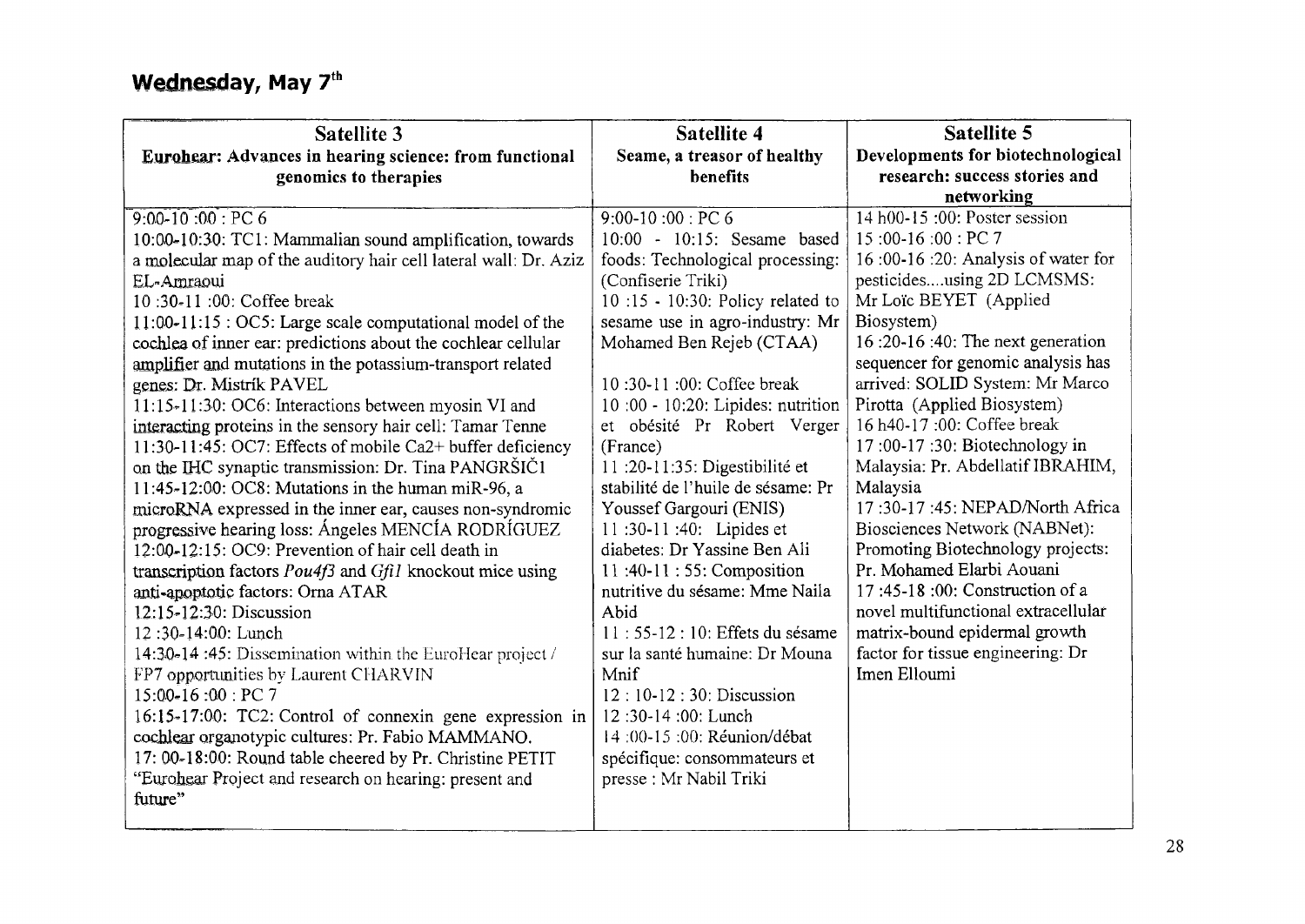# Wednesday, May 7[th]

| Satellite 3<br>Eurohear: Advances in hearing science: from functional genomics to therapies | Satellite 4<br>Seame, a treasor of healthy benefits | Satellite 5<br>Developments for biotechnological research: success stories and networking |
|---|---|---|
| 9:00-10 :00 : PC 6<br>10:00-10:30: TC1: Mammalian sound amplification, towards a molecular map of the auditory hair cell lateral wall: Dr. Aziz EL-Amraoui<br>10 :30-11 :00: Coffee break<br>11:00-11:15 : OC5: Large scale computational model of the cochlea of inner ear: predictions about the cochlear cellular amplifier and mutations in the potassium-transport related genes: Dr. Mistrík PAVEL<br>11:15-11:30: OC6: Interactions between myosin VI and interacting proteins in the sensory hair cell: Tamar Tenne<br>11:30-11:45: OC7: Effects of mobile Ca2+ buffer deficiency on the IHC synaptic transmission: Dr. Tina PANGRŠIČ1<br>11:45-12:00: OC8: Mutations in the human miR-96, a microRNA expressed in the inner ear, causes non-syndromic progressive hearing loss: Ángeles MENCÍA RODRÍGUEZ<br>12:00-12:15: OC9: Prevention of hair cell death in transcription factors *Pou4f3* and *Gfi1* knockout mice using anti-apoptotic factors: Orna ATAR<br>12:15-12:30: Discussion<br>12 :30-14:00: Lunch<br>14:30-14 :45: Dissemination within the EuroHear project / FP7 opportunities by Laurent CHARVIN<br>15:00-16 :00 : PC 7<br>16:15-17:00: TC2: Control of connexin gene expression in cochlear organotypic cultures: Pr. Fabio MAMMANO.<br>17: 00-18:00: Round table cheered by Pr. Christine PETIT "Eurohear Project and research on hearing: present and future" | 9:00-10 :00 : PC 6<br>10:00 - 10:15: Sesame based foods: Technological processing: (Confiserie Triki)<br>10 :15 - 10:30: Policy related to sesame use in agro-industry: Mr Mohamed Ben Rejeb (CTAA)<br><br>10 :30-11 :00: Coffee break<br>10 :00 - 10:20: Lipides: nutrition et obésité Pr Robert Verger (France)<br>11 :20-11:35: Digestibilité et stabilité de l'huile de sésame: Pr Youssef Gargouri (ENIS)<br>11 :30-11 :40: Lipides et diabetes: Dr Yassine Ben Ali<br>11 :40-11 : 55: Composition nutritive du sésame: Mme Naila Abid<br>11 : 55-12 : 10: Effets du sésame sur la santé humaine: Dr Mouna Mnif<br>12 : 10-12 : 30: Discussion<br>12 :30-14 :00: Lunch<br>14 :00-15 :00: Réunion/débat spécifique: consommateurs et presse : Mr Nabil Triki | 14 h00-15 :00: Poster session<br>15 :00-16 :00 : PC 7<br>16 :00-16 :20: Analysis of water for pesticides....using 2D LCMSMS: Mr Loïc BEYET (Applied Biosystem)<br>16 :20-16 :40: The next generation sequencer for genomic analysis has arrived: SOLID System: Mr Marco Pirotta (Applied Biosystem)<br>16 h40-17 :00: Coffee break<br>17 :00-17 :30: Biotechnology in Malaysia: Pr. Abdellatif IBRAHIM, Malaysia<br>17 :30-17 :45: NEPAD/North Africa Biosciences Network (NABNet): Promoting Biotechnology projects: Pr. Mohamed Elarbi Aouani<br>17 :45-18 :00: Construction of a novel multifunctional extracellular matrix-bound epidermal growth factor for tissue engineering: Dr Imen Elloumi |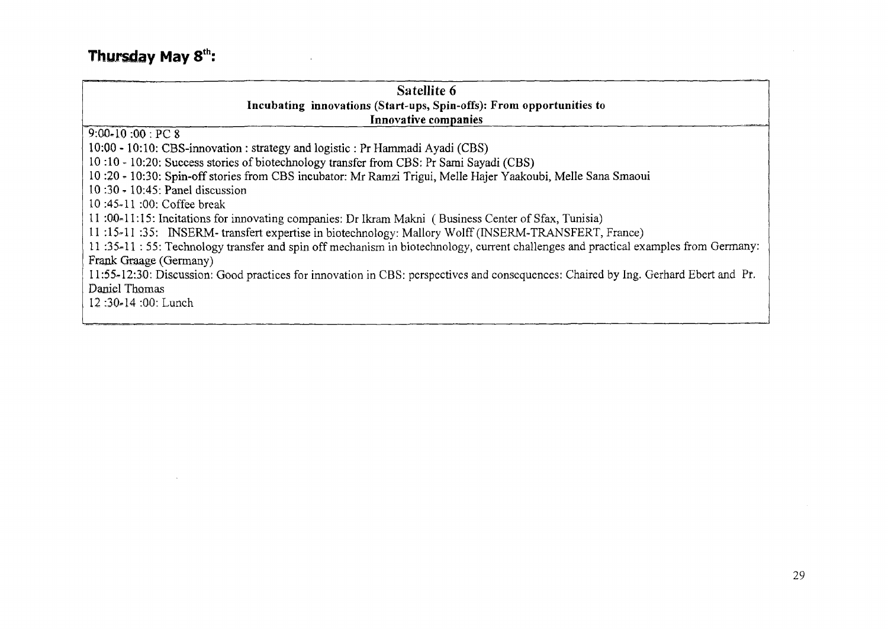## Thursday May 8th:

**Satellite 6**

**Incubating innovations (Start-ups, Spin-offs): From opportunities to Innovative companies**

9:00-10 :00 : PC 8

10:00 - 10:10: CBS-innovation : strategy and logistic : Pr Hammadi Ayadi (CBS)

10 :10 - 10:20: Success stories of biotechnology transfer from CBS: Pr Sami Sayadi (CBS)

10 :20 - 10:30: Spin-off stories from CBS incubator: Mr Ramzi Trigui, Melle Hajer Yaakoubi, Melle Sana Smaoui

10 :30 - 10:45: Panel discussion

10 :45-11 :00: Coffee break

11 :00-11:15: Incitations for innovating companies: Dr Ikram Makni ( Business Center of Sfax, Tunisia)

11 :15-11 :35: INSERM- transfert expertise in biotechnology: Mallory Wolff (INSERM-TRANSFERT, France)

11 :35-11 : 55: Technology transfer and spin off mechanism in biotechnology, current challenges and practical examples from Germany: Frank Graage (Germany)

11:55-12:30: Discussion: Good practices for innovation in CBS: perspectives and consequences: Chaired by Ing. Gerhard Ebert and Pr. Daniel Thomas

12 :30-14 :00: Lunch